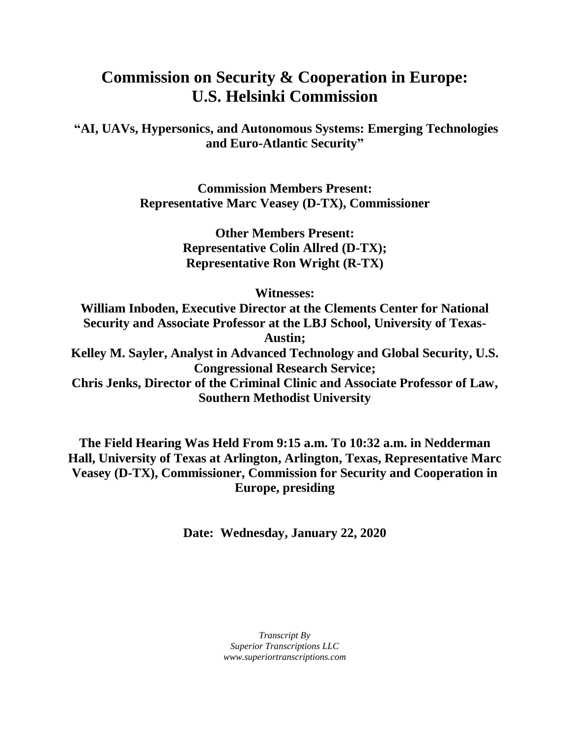# Commission on Security & Cooperation in Europe: U.S. Helsinki Commission

## "AI, UAVs, Hypersonics, and Autonomous Systems: Emerging Technologies and Euro-Atlantic Security"

**Commission Members Present:**
**Representative Marc Veasey (D-TX), Commissioner**

**Other Members Present:**
**Representative Colin Allred (D-TX);**
**Representative Ron Wright (R-TX)**

**Witnesses:**
**William Inboden, Executive Director at the Clements Center for National Security and Associate Professor at the LBJ School, University of Texas-Austin;**
**Kelley M. Sayler, Analyst in Advanced Technology and Global Security, U.S. Congressional Research Service;**
**Chris Jenks, Director of the Criminal Clinic and Associate Professor of Law, Southern Methodist University**

**The Field Hearing Was Held From 9:15 a.m. To 10:32 a.m. in Nedderman Hall, University of Texas at Arlington, Arlington, Texas, Representative Marc Veasey (D-TX), Commissioner, Commission for Security and Cooperation in Europe, presiding**

**Date: Wednesday, January 22, 2020**

*Transcript By*
*Superior Transcriptions LLC*
*www.superiortranscriptions.com*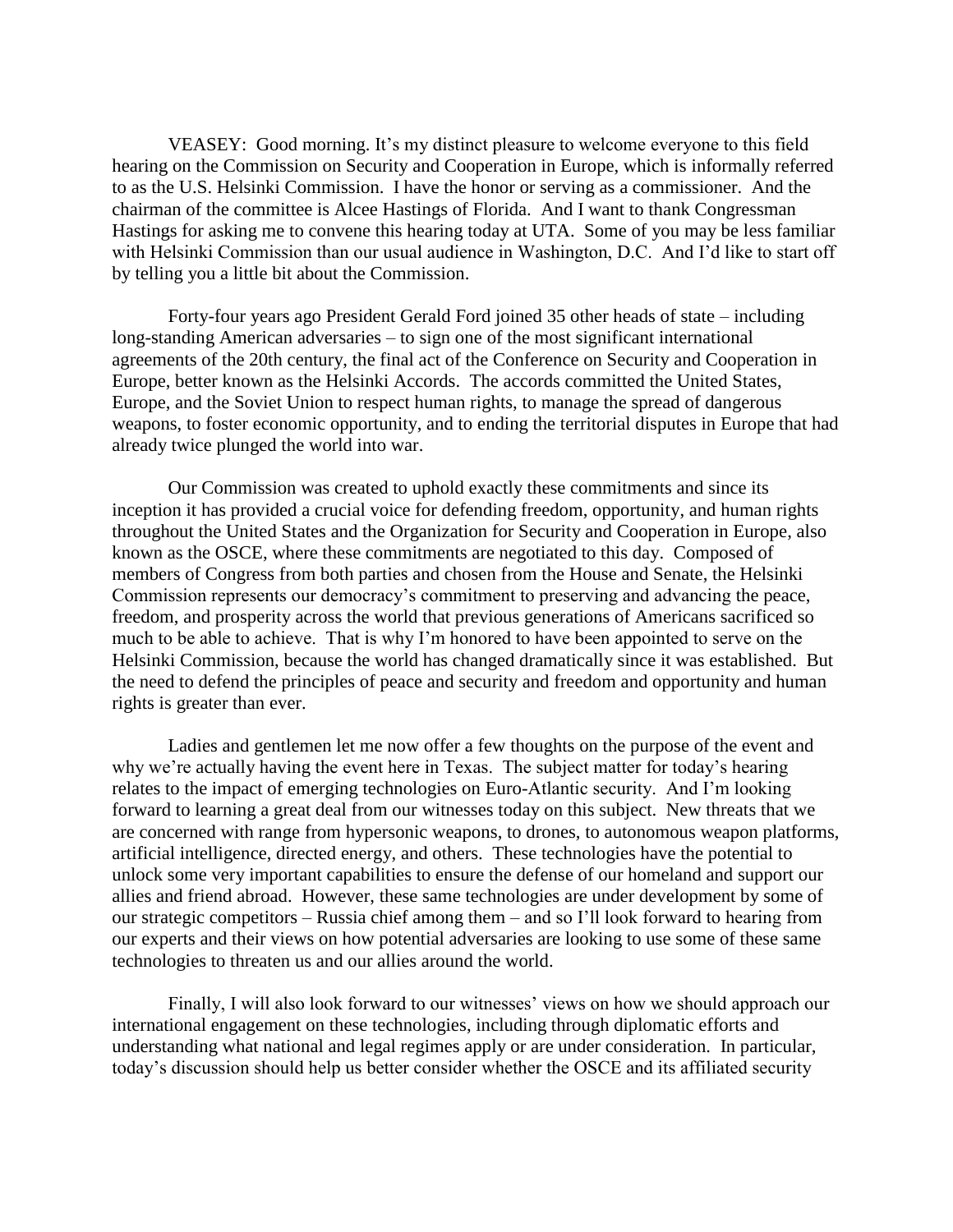VEASEY: Good morning. It's my distinct pleasure to welcome everyone to this field hearing on the Commission on Security and Cooperation in Europe, which is informally referred to as the U.S. Helsinki Commission. I have the honor or serving as a commissioner. And the chairman of the committee is Alcee Hastings of Florida. And I want to thank Congressman Hastings for asking me to convene this hearing today at UTA. Some of you may be less familiar with Helsinki Commission than our usual audience in Washington, D.C. And I'd like to start off by telling you a little bit about the Commission.

Forty-four years ago President Gerald Ford joined 35 other heads of state – including long-standing American adversaries – to sign one of the most significant international agreements of the 20th century, the final act of the Conference on Security and Cooperation in Europe, better known as the Helsinki Accords. The accords committed the United States, Europe, and the Soviet Union to respect human rights, to manage the spread of dangerous weapons, to foster economic opportunity, and to ending the territorial disputes in Europe that had already twice plunged the world into war.

Our Commission was created to uphold exactly these commitments and since its inception it has provided a crucial voice for defending freedom, opportunity, and human rights throughout the United States and the Organization for Security and Cooperation in Europe, also known as the OSCE, where these commitments are negotiated to this day. Composed of members of Congress from both parties and chosen from the House and Senate, the Helsinki Commission represents our democracy's commitment to preserving and advancing the peace, freedom, and prosperity across the world that previous generations of Americans sacrificed so much to be able to achieve. That is why I'm honored to have been appointed to serve on the Helsinki Commission, because the world has changed dramatically since it was established. But the need to defend the principles of peace and security and freedom and opportunity and human rights is greater than ever.

Ladies and gentlemen let me now offer a few thoughts on the purpose of the event and why we're actually having the event here in Texas. The subject matter for today's hearing relates to the impact of emerging technologies on Euro-Atlantic security. And I'm looking forward to learning a great deal from our witnesses today on this subject. New threats that we are concerned with range from hypersonic weapons, to drones, to autonomous weapon platforms, artificial intelligence, directed energy, and others. These technologies have the potential to unlock some very important capabilities to ensure the defense of our homeland and support our allies and friend abroad. However, these same technologies are under development by some of our strategic competitors – Russia chief among them – and so I'll look forward to hearing from our experts and their views on how potential adversaries are looking to use some of these same technologies to threaten us and our allies around the world.

Finally, I will also look forward to our witnesses' views on how we should approach our international engagement on these technologies, including through diplomatic efforts and understanding what national and legal regimes apply or are under consideration. In particular, today's discussion should help us better consider whether the OSCE and its affiliated security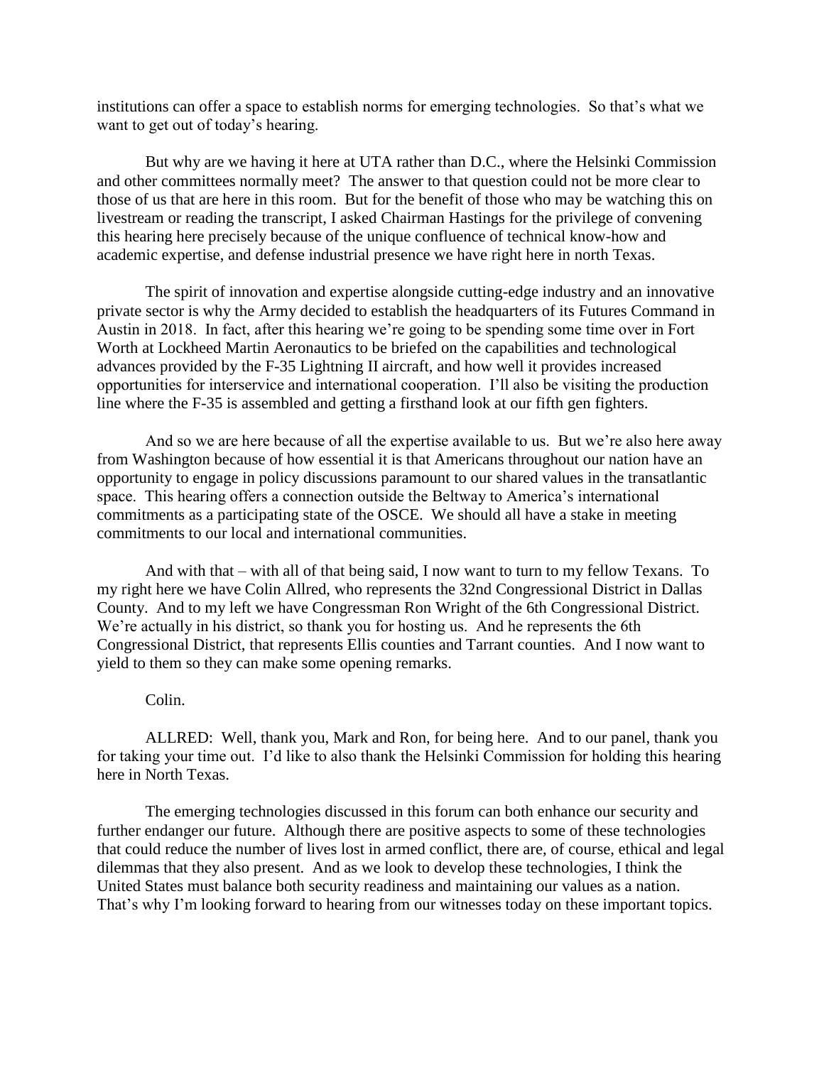institutions can offer a space to establish norms for emerging technologies. So that's what we want to get out of today's hearing.

But why are we having it here at UTA rather than D.C., where the Helsinki Commission and other committees normally meet? The answer to that question could not be more clear to those of us that are here in this room. But for the benefit of those who may be watching this on livestream or reading the transcript, I asked Chairman Hastings for the privilege of convening this hearing here precisely because of the unique confluence of technical know-how and academic expertise, and defense industrial presence we have right here in north Texas.

The spirit of innovation and expertise alongside cutting-edge industry and an innovative private sector is why the Army decided to establish the headquarters of its Futures Command in Austin in 2018. In fact, after this hearing we're going to be spending some time over in Fort Worth at Lockheed Martin Aeronautics to be briefed on the capabilities and technological advances provided by the F-35 Lightning II aircraft, and how well it provides increased opportunities for interservice and international cooperation. I'll also be visiting the production line where the F-35 is assembled and getting a firsthand look at our fifth gen fighters.

And so we are here because of all the expertise available to us. But we're also here away from Washington because of how essential it is that Americans throughout our nation have an opportunity to engage in policy discussions paramount to our shared values in the transatlantic space. This hearing offers a connection outside the Beltway to America's international commitments as a participating state of the OSCE. We should all have a stake in meeting commitments to our local and international communities.

And with that – with all of that being said, I now want to turn to my fellow Texans. To my right here we have Colin Allred, who represents the 32nd Congressional District in Dallas County. And to my left we have Congressman Ron Wright of the 6th Congressional District. We're actually in his district, so thank you for hosting us. And he represents the 6th Congressional District, that represents Ellis counties and Tarrant counties. And I now want to yield to them so they can make some opening remarks.

Colin.

ALLRED: Well, thank you, Mark and Ron, for being here. And to our panel, thank you for taking your time out. I'd like to also thank the Helsinki Commission for holding this hearing here in North Texas.

The emerging technologies discussed in this forum can both enhance our security and further endanger our future. Although there are positive aspects to some of these technologies that could reduce the number of lives lost in armed conflict, there are, of course, ethical and legal dilemmas that they also present. And as we look to develop these technologies, I think the United States must balance both security readiness and maintaining our values as a nation. That's why I'm looking forward to hearing from our witnesses today on these important topics.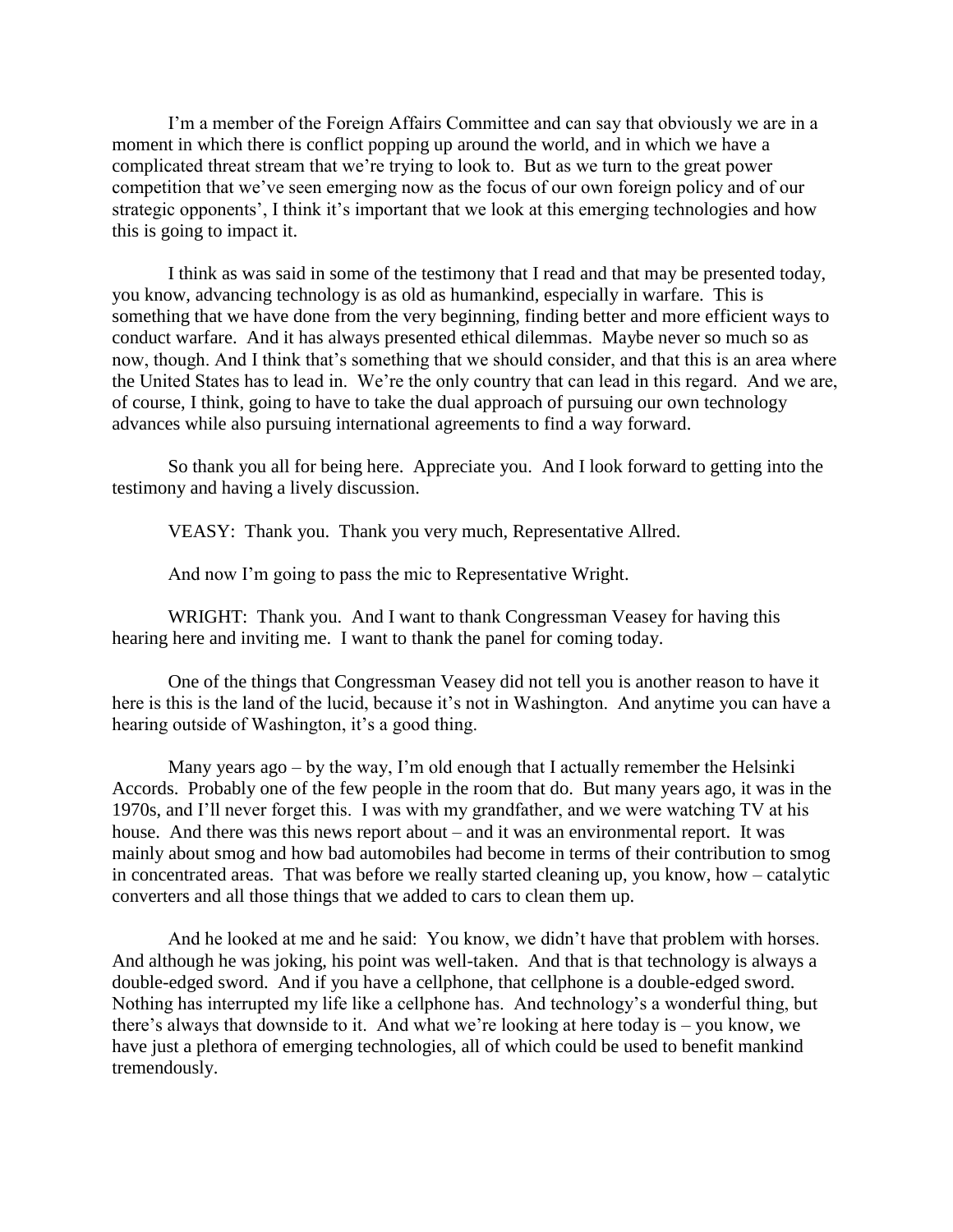I'm a member of the Foreign Affairs Committee and can say that obviously we are in a moment in which there is conflict popping up around the world, and in which we have a complicated threat stream that we're trying to look to. But as we turn to the great power competition that we've seen emerging now as the focus of our own foreign policy and of our strategic opponents', I think it's important that we look at this emerging technologies and how this is going to impact it.

I think as was said in some of the testimony that I read and that may be presented today, you know, advancing technology is as old as humankind, especially in warfare. This is something that we have done from the very beginning, finding better and more efficient ways to conduct warfare. And it has always presented ethical dilemmas. Maybe never so much so as now, though. And I think that's something that we should consider, and that this is an area where the United States has to lead in. We're the only country that can lead in this regard. And we are, of course, I think, going to have to take the dual approach of pursuing our own technology advances while also pursuing international agreements to find a way forward.

So thank you all for being here. Appreciate you. And I look forward to getting into the testimony and having a lively discussion.

VEASY: Thank you. Thank you very much, Representative Allred.

And now I'm going to pass the mic to Representative Wright.

WRIGHT: Thank you. And I want to thank Congressman Veasey for having this hearing here and inviting me. I want to thank the panel for coming today.

One of the things that Congressman Veasey did not tell you is another reason to have it here is this is the land of the lucid, because it's not in Washington. And anytime you can have a hearing outside of Washington, it's a good thing.

Many years ago – by the way, I'm old enough that I actually remember the Helsinki Accords. Probably one of the few people in the room that do. But many years ago, it was in the 1970s, and I'll never forget this. I was with my grandfather, and we were watching TV at his house. And there was this news report about – and it was an environmental report. It was mainly about smog and how bad automobiles had become in terms of their contribution to smog in concentrated areas. That was before we really started cleaning up, you know, how – catalytic converters and all those things that we added to cars to clean them up.

And he looked at me and he said: You know, we didn't have that problem with horses. And although he was joking, his point was well-taken. And that is that technology is always a double-edged sword. And if you have a cellphone, that cellphone is a double-edged sword. Nothing has interrupted my life like a cellphone has. And technology's a wonderful thing, but there's always that downside to it. And what we're looking at here today is – you know, we have just a plethora of emerging technologies, all of which could be used to benefit mankind tremendously.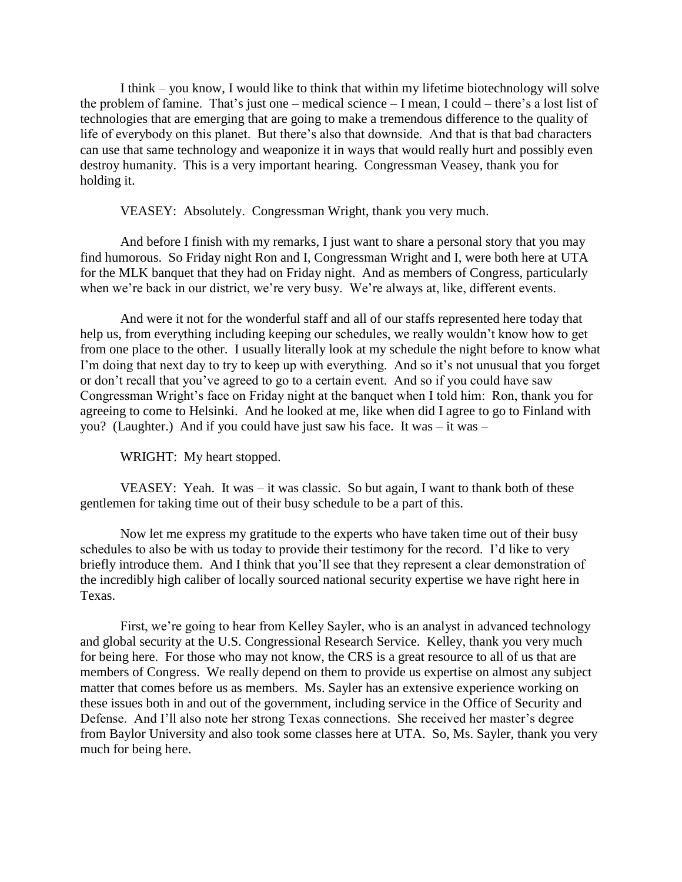I think – you know, I would like to think that within my lifetime biotechnology will solve the problem of famine. That's just one – medical science – I mean, I could – there's a lost list of technologies that are emerging that are going to make a tremendous difference to the quality of life of everybody on this planet. But there's also that downside. And that is that bad characters can use that same technology and weaponize it in ways that would really hurt and possibly even destroy humanity. This is a very important hearing. Congressman Veasey, thank you for holding it.

VEASEY: Absolutely. Congressman Wright, thank you very much.

And before I finish with my remarks, I just want to share a personal story that you may find humorous. So Friday night Ron and I, Congressman Wright and I, were both here at UTA for the MLK banquet that they had on Friday night. And as members of Congress, particularly when we're back in our district, we're very busy. We're always at, like, different events.

And were it not for the wonderful staff and all of our staffs represented here today that help us, from everything including keeping our schedules, we really wouldn't know how to get from one place to the other. I usually literally look at my schedule the night before to know what I'm doing that next day to try to keep up with everything. And so it's not unusual that you forget or don't recall that you've agreed to go to a certain event. And so if you could have seen Congressman Wright's face on Friday night at the banquet when I told him: Ron, thank you for agreeing to come to Helsinki. And he looked at me, like when did I agree to go to Finland with you? (Laughter.) And if you could have just saw his face. It was – it was –

WRIGHT: My heart stopped.

VEASEY: Yeah. It was – it was classic. So but again, I want to thank both of these gentlemen for taking time out of their busy schedule to be a part of this.

Now let me express my gratitude to the experts who have taken time out of their busy schedules to also be with us today to provide their testimony for the record. I'd like to very briefly introduce them. And I think that you'll see that they represent a clear demonstration of the incredibly high caliber of locally sourced national security expertise we have right here in Texas.

First, we're going to hear from Kelley Sayler, who is an analyst in advanced technology and global security at the U.S. Congressional Research Service. Kelley, thank you very much for being here. For those who may not know, the CRS is a great resource to all of us that are members of Congress. We really depend on them to provide us expertise on almost any subject matter that comes before us as members. Ms. Sayler has an extensive experience working on these issues both in and out of the government, including service in the Office of Security and Defense. And I'll also note her strong Texas connections. She received her master's degree from Baylor University and also took some classes here at UTA. So, Ms. Sayler, thank you very much for being here.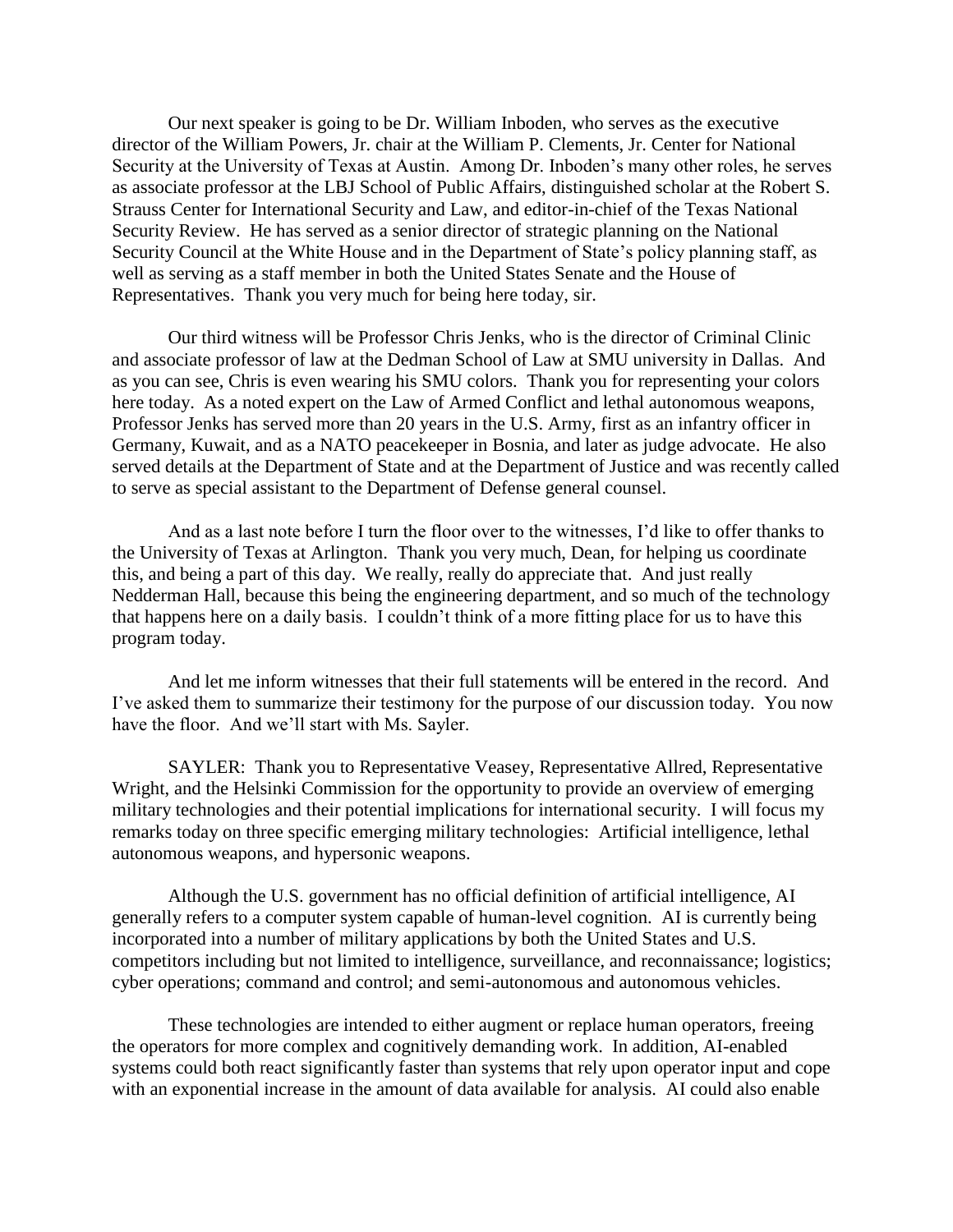Our next speaker is going to be Dr. William Inboden, who serves as the executive director of the William Powers, Jr. chair at the William P. Clements, Jr. Center for National Security at the University of Texas at Austin. Among Dr. Inboden's many other roles, he serves as associate professor at the LBJ School of Public Affairs, distinguished scholar at the Robert S. Strauss Center for International Security and Law, and editor-in-chief of the Texas National Security Review. He has served as a senior director of strategic planning on the National Security Council at the White House and in the Department of State's policy planning staff, as well as serving as a staff member in both the United States Senate and the House of Representatives. Thank you very much for being here today, sir.

Our third witness will be Professor Chris Jenks, who is the director of Criminal Clinic and associate professor of law at the Dedman School of Law at SMU university in Dallas. And as you can see, Chris is even wearing his SMU colors. Thank you for representing your colors here today. As a noted expert on the Law of Armed Conflict and lethal autonomous weapons, Professor Jenks has served more than 20 years in the U.S. Army, first as an infantry officer in Germany, Kuwait, and as a NATO peacekeeper in Bosnia, and later as judge advocate. He also served details at the Department of State and at the Department of Justice and was recently called to serve as special assistant to the Department of Defense general counsel.

And as a last note before I turn the floor over to the witnesses, I'd like to offer thanks to the University of Texas at Arlington. Thank you very much, Dean, for helping us coordinate this, and being a part of this day. We really, really do appreciate that. And just really Nedderman Hall, because this being the engineering department, and so much of the technology that happens here on a daily basis. I couldn't think of a more fitting place for us to have this program today.

And let me inform witnesses that their full statements will be entered in the record. And I've asked them to summarize their testimony for the purpose of our discussion today. You now have the floor. And we'll start with Ms. Sayler.

SAYLER: Thank you to Representative Veasey, Representative Allred, Representative Wright, and the Helsinki Commission for the opportunity to provide an overview of emerging military technologies and their potential implications for international security. I will focus my remarks today on three specific emerging military technologies: Artificial intelligence, lethal autonomous weapons, and hypersonic weapons.

Although the U.S. government has no official definition of artificial intelligence, AI generally refers to a computer system capable of human-level cognition. AI is currently being incorporated into a number of military applications by both the United States and U.S. competitors including but not limited to intelligence, surveillance, and reconnaissance; logistics; cyber operations; command and control; and semi-autonomous and autonomous vehicles.

These technologies are intended to either augment or replace human operators, freeing the operators for more complex and cognitively demanding work. In addition, AI-enabled systems could both react significantly faster than systems that rely upon operator input and cope with an exponential increase in the amount of data available for analysis. AI could also enable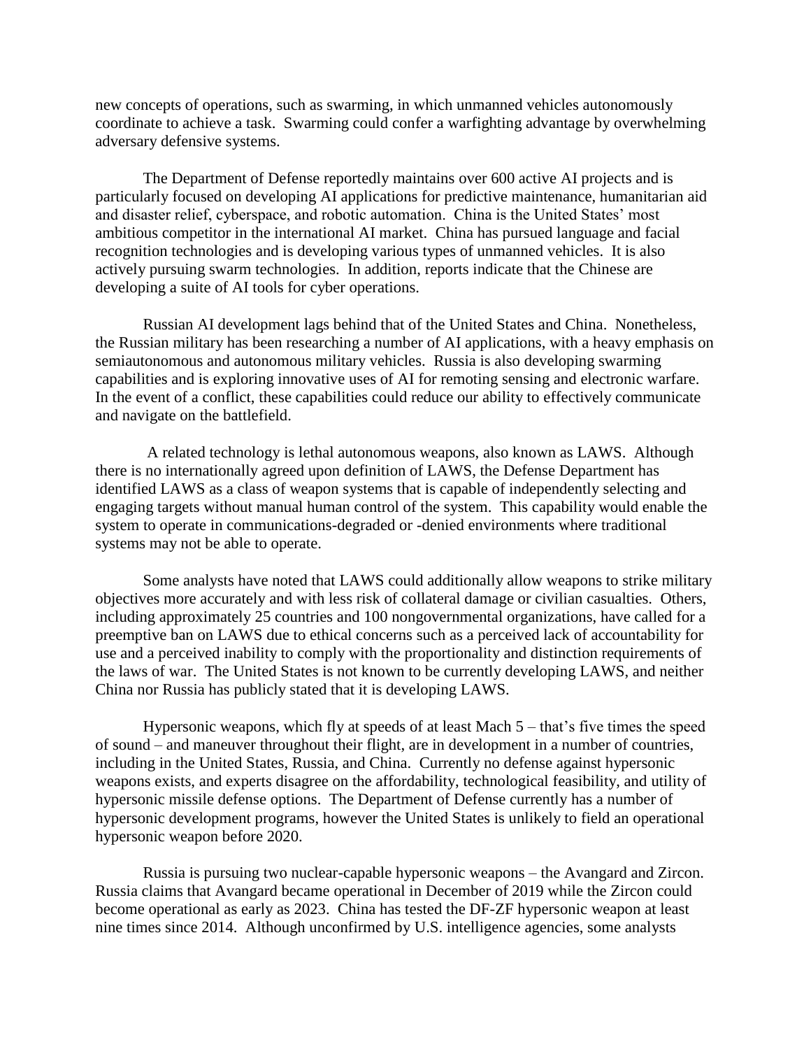new concepts of operations, such as swarming, in which unmanned vehicles autonomously coordinate to achieve a task. Swarming could confer a warfighting advantage by overwhelming adversary defensive systems.

The Department of Defense reportedly maintains over 600 active AI projects and is particularly focused on developing AI applications for predictive maintenance, humanitarian aid and disaster relief, cyberspace, and robotic automation. China is the United States' most ambitious competitor in the international AI market. China has pursued language and facial recognition technologies and is developing various types of unmanned vehicles. It is also actively pursuing swarm technologies. In addition, reports indicate that the Chinese are developing a suite of AI tools for cyber operations.

Russian AI development lags behind that of the United States and China. Nonetheless, the Russian military has been researching a number of AI applications, with a heavy emphasis on semiautonomous and autonomous military vehicles. Russia is also developing swarming capabilities and is exploring innovative uses of AI for remoting sensing and electronic warfare. In the event of a conflict, these capabilities could reduce our ability to effectively communicate and navigate on the battlefield.

A related technology is lethal autonomous weapons, also known as LAWS. Although there is no internationally agreed upon definition of LAWS, the Defense Department has identified LAWS as a class of weapon systems that is capable of independently selecting and engaging targets without manual human control of the system. This capability would enable the system to operate in communications-degraded or -denied environments where traditional systems may not be able to operate.

Some analysts have noted that LAWS could additionally allow weapons to strike military objectives more accurately and with less risk of collateral damage or civilian casualties. Others, including approximately 25 countries and 100 nongovernmental organizations, have called for a preemptive ban on LAWS due to ethical concerns such as a perceived lack of accountability for use and a perceived inability to comply with the proportionality and distinction requirements of the laws of war. The United States is not known to be currently developing LAWS, and neither China nor Russia has publicly stated that it is developing LAWS.

Hypersonic weapons, which fly at speeds of at least Mach 5 – that's five times the speed of sound – and maneuver throughout their flight, are in development in a number of countries, including in the United States, Russia, and China. Currently no defense against hypersonic weapons exists, and experts disagree on the affordability, technological feasibility, and utility of hypersonic missile defense options. The Department of Defense currently has a number of hypersonic development programs, however the United States is unlikely to field an operational hypersonic weapon before 2020.

Russia is pursuing two nuclear-capable hypersonic weapons – the Avangard and Zircon. Russia claims that Avangard became operational in December of 2019 while the Zircon could become operational as early as 2023. China has tested the DF-ZF hypersonic weapon at least nine times since 2014. Although unconfirmed by U.S. intelligence agencies, some analysts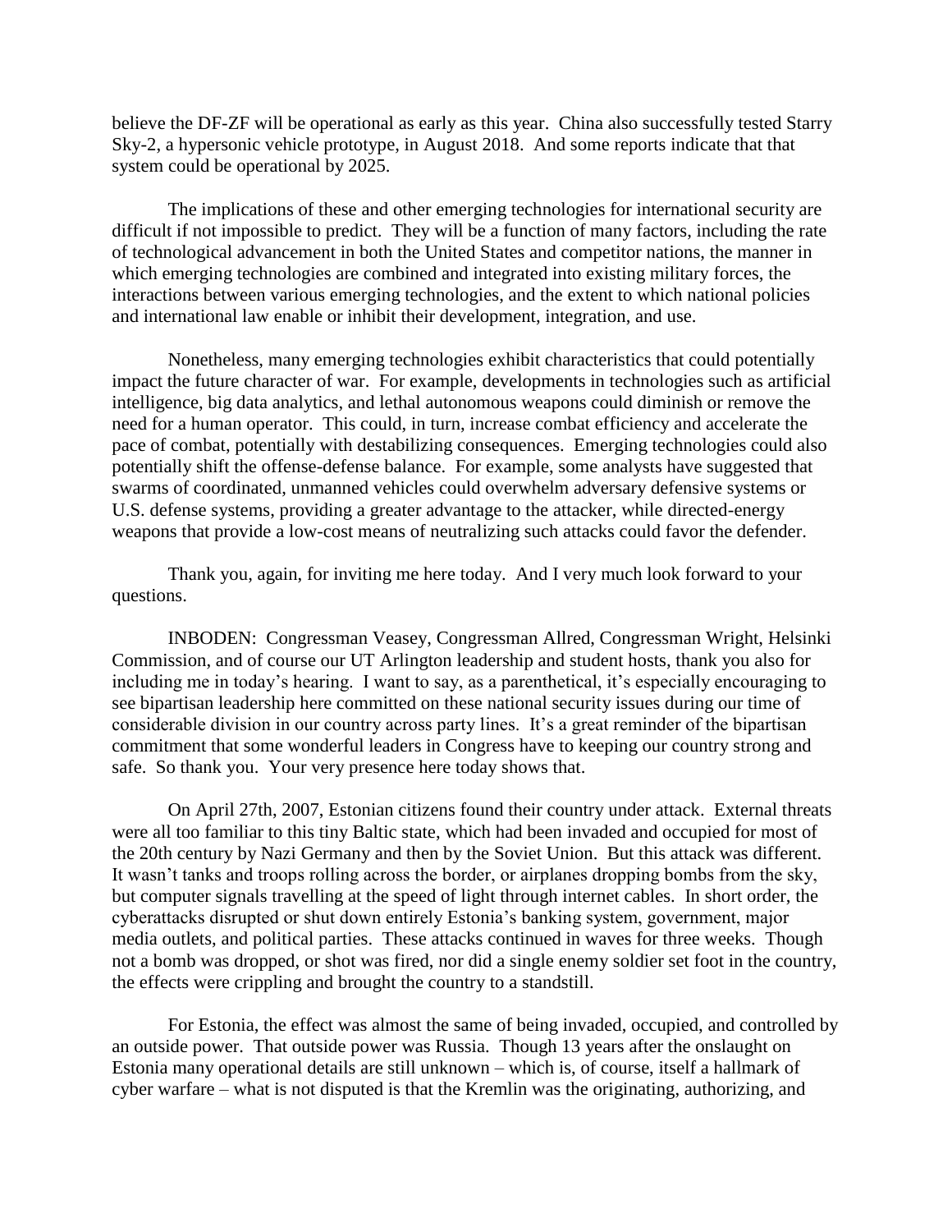believe the DF-ZF will be operational as early as this year. China also successfully tested Starry Sky-2, a hypersonic vehicle prototype, in August 2018. And some reports indicate that that system could be operational by 2025.

The implications of these and other emerging technologies for international security are difficult if not impossible to predict. They will be a function of many factors, including the rate of technological advancement in both the United States and competitor nations, the manner in which emerging technologies are combined and integrated into existing military forces, the interactions between various emerging technologies, and the extent to which national policies and international law enable or inhibit their development, integration, and use.

Nonetheless, many emerging technologies exhibit characteristics that could potentially impact the future character of war. For example, developments in technologies such as artificial intelligence, big data analytics, and lethal autonomous weapons could diminish or remove the need for a human operator. This could, in turn, increase combat efficiency and accelerate the pace of combat, potentially with destabilizing consequences. Emerging technologies could also potentially shift the offense-defense balance. For example, some analysts have suggested that swarms of coordinated, unmanned vehicles could overwhelm adversary defensive systems or U.S. defense systems, providing a greater advantage to the attacker, while directed-energy weapons that provide a low-cost means of neutralizing such attacks could favor the defender.

Thank you, again, for inviting me here today. And I very much look forward to your questions.

INBODEN: Congressman Veasey, Congressman Allred, Congressman Wright, Helsinki Commission, and of course our UT Arlington leadership and student hosts, thank you also for including me in today's hearing. I want to say, as a parenthetical, it's especially encouraging to see bipartisan leadership here committed on these national security issues during our time of considerable division in our country across party lines. It's a great reminder of the bipartisan commitment that some wonderful leaders in Congress have to keeping our country strong and safe. So thank you. Your very presence here today shows that.

On April 27th, 2007, Estonian citizens found their country under attack. External threats were all too familiar to this tiny Baltic state, which had been invaded and occupied for most of the 20th century by Nazi Germany and then by the Soviet Union. But this attack was different. It wasn't tanks and troops rolling across the border, or airplanes dropping bombs from the sky, but computer signals travelling at the speed of light through internet cables. In short order, the cyberattacks disrupted or shut down entirely Estonia's banking system, government, major media outlets, and political parties. These attacks continued in waves for three weeks. Though not a bomb was dropped, or shot was fired, nor did a single enemy soldier set foot in the country, the effects were crippling and brought the country to a standstill.

For Estonia, the effect was almost the same of being invaded, occupied, and controlled by an outside power. That outside power was Russia. Though 13 years after the onslaught on Estonia many operational details are still unknown – which is, of course, itself a hallmark of cyber warfare – what is not disputed is that the Kremlin was the originating, authorizing, and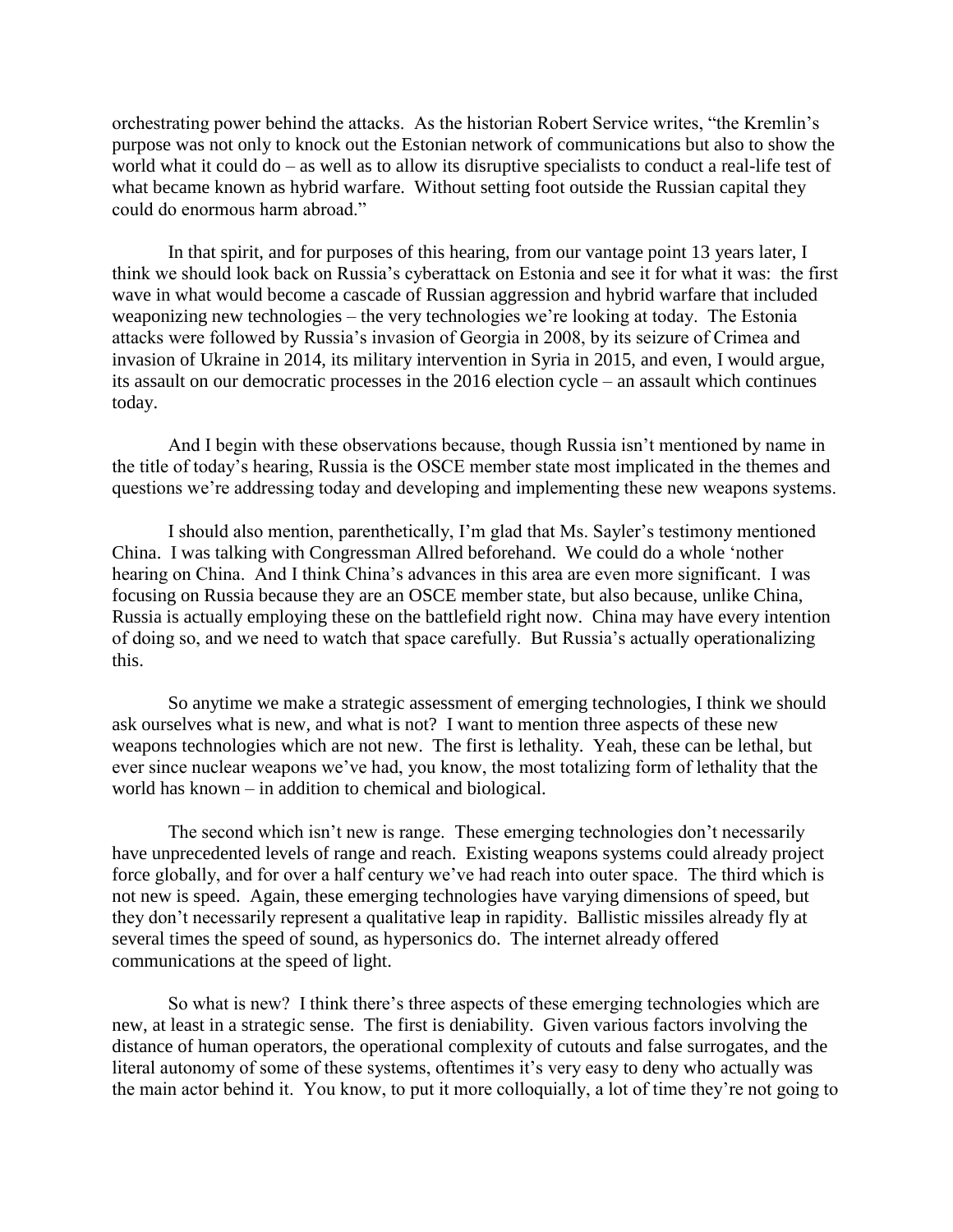orchestrating power behind the attacks. As the historian Robert Service writes, "the Kremlin's purpose was not only to knock out the Estonian network of communications but also to show the world what it could do – as well as to allow its disruptive specialists to conduct a real-life test of what became known as hybrid warfare. Without setting foot outside the Russian capital they could do enormous harm abroad."

In that spirit, and for purposes of this hearing, from our vantage point 13 years later, I think we should look back on Russia's cyberattack on Estonia and see it for what it was: the first wave in what would become a cascade of Russian aggression and hybrid warfare that included weaponizing new technologies – the very technologies we're looking at today. The Estonia attacks were followed by Russia's invasion of Georgia in 2008, by its seizure of Crimea and invasion of Ukraine in 2014, its military intervention in Syria in 2015, and even, I would argue, its assault on our democratic processes in the 2016 election cycle – an assault which continues today.

And I begin with these observations because, though Russia isn't mentioned by name in the title of today's hearing, Russia is the OSCE member state most implicated in the themes and questions we're addressing today and developing and implementing these new weapons systems.

I should also mention, parenthetically, I'm glad that Ms. Sayler's testimony mentioned China. I was talking with Congressman Allred beforehand. We could do a whole 'nother hearing on China. And I think China's advances in this area are even more significant. I was focusing on Russia because they are an OSCE member state, but also because, unlike China, Russia is actually employing these on the battlefield right now. China may have every intention of doing so, and we need to watch that space carefully. But Russia's actually operationalizing this.

So anytime we make a strategic assessment of emerging technologies, I think we should ask ourselves what is new, and what is not? I want to mention three aspects of these new weapons technologies which are not new. The first is lethality. Yeah, these can be lethal, but ever since nuclear weapons we've had, you know, the most totalizing form of lethality that the world has known – in addition to chemical and biological.

The second which isn't new is range. These emerging technologies don't necessarily have unprecedented levels of range and reach. Existing weapons systems could already project force globally, and for over a half century we've had reach into outer space. The third which is not new is speed. Again, these emerging technologies have varying dimensions of speed, but they don't necessarily represent a qualitative leap in rapidity. Ballistic missiles already fly at several times the speed of sound, as hypersonics do. The internet already offered communications at the speed of light.

So what is new? I think there's three aspects of these emerging technologies which are new, at least in a strategic sense. The first is deniability. Given various factors involving the distance of human operators, the operational complexity of cutouts and false surrogates, and the literal autonomy of some of these systems, oftentimes it's very easy to deny who actually was the main actor behind it. You know, to put it more colloquially, a lot of time they're not going to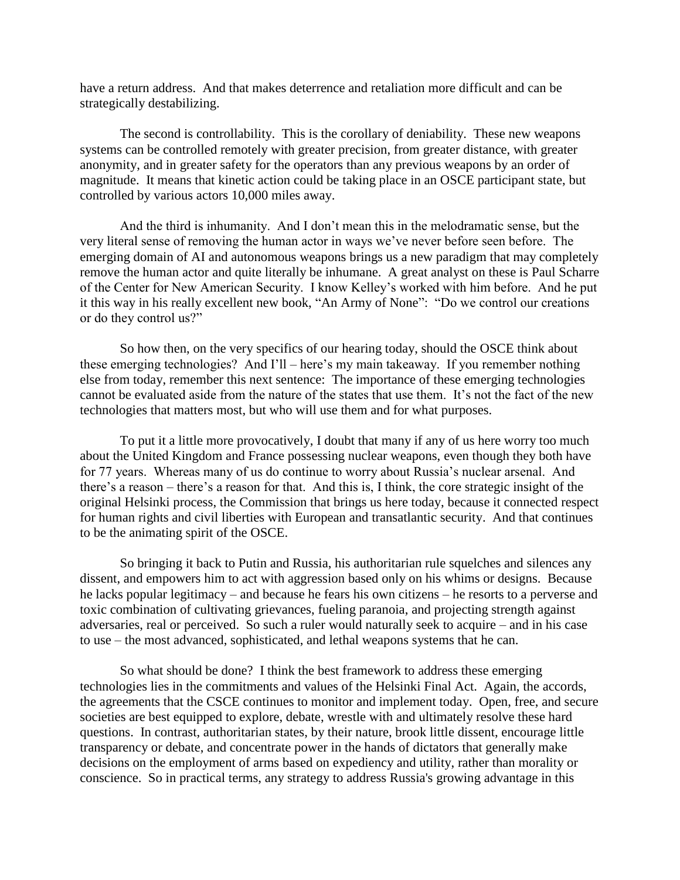have a return address. And that makes deterrence and retaliation more difficult and can be strategically destabilizing.

The second is controllability. This is the corollary of deniability. These new weapons systems can be controlled remotely with greater precision, from greater distance, with greater anonymity, and in greater safety for the operators than any previous weapons by an order of magnitude. It means that kinetic action could be taking place in an OSCE participant state, but controlled by various actors 10,000 miles away.

And the third is inhumanity. And I don't mean this in the melodramatic sense, but the very literal sense of removing the human actor in ways we've never before seen before. The emerging domain of AI and autonomous weapons brings us a new paradigm that may completely remove the human actor and quite literally be inhumane. A great analyst on these is Paul Scharre of the Center for New American Security. I know Kelley's worked with him before. And he put it this way in his really excellent new book, "An Army of None": "Do we control our creations or do they control us?"

So how then, on the very specifics of our hearing today, should the OSCE think about these emerging technologies? And I'll – here's my main takeaway. If you remember nothing else from today, remember this next sentence: The importance of these emerging technologies cannot be evaluated aside from the nature of the states that use them. It's not the fact of the new technologies that matters most, but who will use them and for what purposes.

To put it a little more provocatively, I doubt that many if any of us here worry too much about the United Kingdom and France possessing nuclear weapons, even though they both have for 77 years. Whereas many of us do continue to worry about Russia's nuclear arsenal. And there's a reason – there's a reason for that. And this is, I think, the core strategic insight of the original Helsinki process, the Commission that brings us here today, because it connected respect for human rights and civil liberties with European and transatlantic security. And that continues to be the animating spirit of the OSCE.

So bringing it back to Putin and Russia, his authoritarian rule squelches and silences any dissent, and empowers him to act with aggression based only on his whims or designs. Because he lacks popular legitimacy – and because he fears his own citizens – he resorts to a perverse and toxic combination of cultivating grievances, fueling paranoia, and projecting strength against adversaries, real or perceived. So such a ruler would naturally seek to acquire – and in his case to use – the most advanced, sophisticated, and lethal weapons systems that he can.

So what should be done? I think the best framework to address these emerging technologies lies in the commitments and values of the Helsinki Final Act. Again, the accords, the agreements that the CSCE continues to monitor and implement today. Open, free, and secure societies are best equipped to explore, debate, wrestle with and ultimately resolve these hard questions. In contrast, authoritarian states, by their nature, brook little dissent, encourage little transparency or debate, and concentrate power in the hands of dictators that generally make decisions on the employment of arms based on expediency and utility, rather than morality or conscience. So in practical terms, any strategy to address Russia's growing advantage in this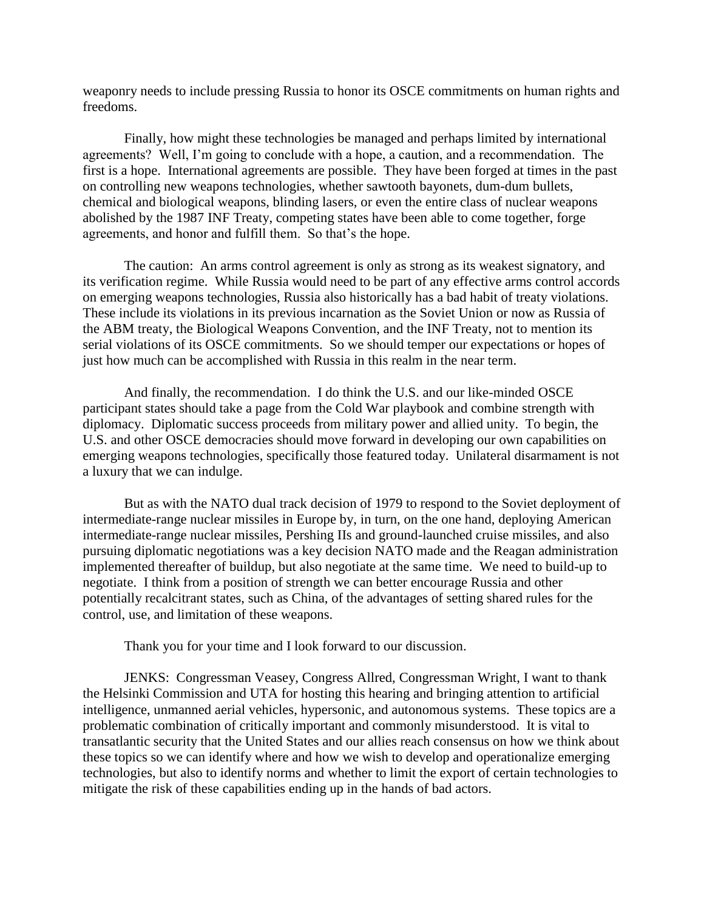weaponry needs to include pressing Russia to honor its OSCE commitments on human rights and freedoms.

Finally, how might these technologies be managed and perhaps limited by international agreements? Well, I'm going to conclude with a hope, a caution, and a recommendation. The first is a hope. International agreements are possible. They have been forged at times in the past on controlling new weapons technologies, whether sawtooth bayonets, dum-dum bullets, chemical and biological weapons, blinding lasers, or even the entire class of nuclear weapons abolished by the 1987 INF Treaty, competing states have been able to come together, forge agreements, and honor and fulfill them. So that's the hope.

The caution: An arms control agreement is only as strong as its weakest signatory, and its verification regime. While Russia would need to be part of any effective arms control accords on emerging weapons technologies, Russia also historically has a bad habit of treaty violations. These include its violations in its previous incarnation as the Soviet Union or now as Russia of the ABM treaty, the Biological Weapons Convention, and the INF Treaty, not to mention its serial violations of its OSCE commitments. So we should temper our expectations or hopes of just how much can be accomplished with Russia in this realm in the near term.

And finally, the recommendation. I do think the U.S. and our like-minded OSCE participant states should take a page from the Cold War playbook and combine strength with diplomacy. Diplomatic success proceeds from military power and allied unity. To begin, the U.S. and other OSCE democracies should move forward in developing our own capabilities on emerging weapons technologies, specifically those featured today. Unilateral disarmament is not a luxury that we can indulge.

But as with the NATO dual track decision of 1979 to respond to the Soviet deployment of intermediate-range nuclear missiles in Europe by, in turn, on the one hand, deploying American intermediate-range nuclear missiles, Pershing IIs and ground-launched cruise missiles, and also pursuing diplomatic negotiations was a key decision NATO made and the Reagan administration implemented thereafter of buildup, but also negotiate at the same time. We need to build-up to negotiate. I think from a position of strength we can better encourage Russia and other potentially recalcitrant states, such as China, of the advantages of setting shared rules for the control, use, and limitation of these weapons.

Thank you for your time and I look forward to our discussion.

JENKS: Congressman Veasey, Congress Allred, Congressman Wright, I want to thank the Helsinki Commission and UTA for hosting this hearing and bringing attention to artificial intelligence, unmanned aerial vehicles, hypersonic, and autonomous systems. These topics are a problematic combination of critically important and commonly misunderstood. It is vital to transatlantic security that the United States and our allies reach consensus on how we think about these topics so we can identify where and how we wish to develop and operationalize emerging technologies, but also to identify norms and whether to limit the export of certain technologies to mitigate the risk of these capabilities ending up in the hands of bad actors.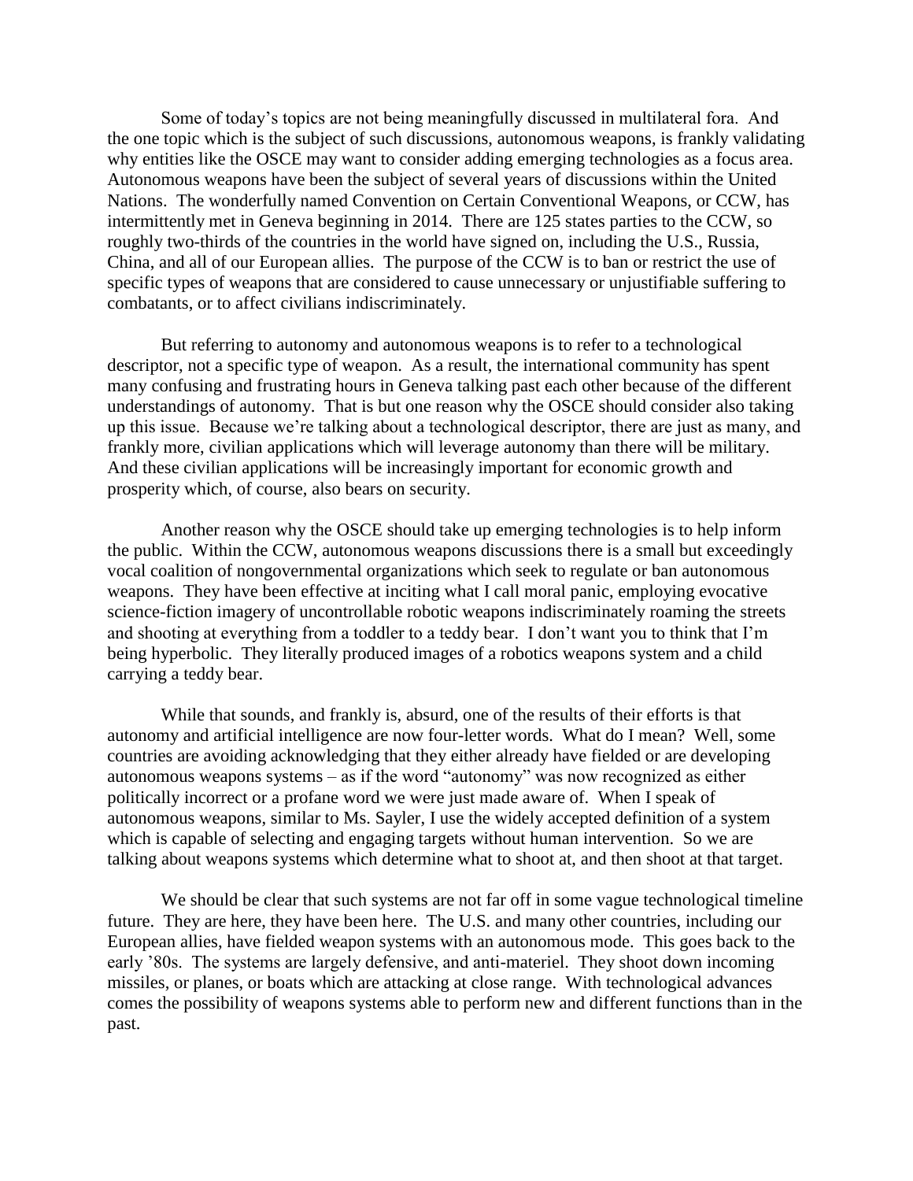Some of today's topics are not being meaningfully discussed in multilateral fora. And the one topic which is the subject of such discussions, autonomous weapons, is frankly validating why entities like the OSCE may want to consider adding emerging technologies as a focus area. Autonomous weapons have been the subject of several years of discussions within the United Nations. The wonderfully named Convention on Certain Conventional Weapons, or CCW, has intermittently met in Geneva beginning in 2014. There are 125 states parties to the CCW, so roughly two-thirds of the countries in the world have signed on, including the U.S., Russia, China, and all of our European allies. The purpose of the CCW is to ban or restrict the use of specific types of weapons that are considered to cause unnecessary or unjustifiable suffering to combatants, or to affect civilians indiscriminately.

But referring to autonomy and autonomous weapons is to refer to a technological descriptor, not a specific type of weapon. As a result, the international community has spent many confusing and frustrating hours in Geneva talking past each other because of the different understandings of autonomy. That is but one reason why the OSCE should consider also taking up this issue. Because we're talking about a technological descriptor, there are just as many, and frankly more, civilian applications which will leverage autonomy than there will be military. And these civilian applications will be increasingly important for economic growth and prosperity which, of course, also bears on security.

Another reason why the OSCE should take up emerging technologies is to help inform the public. Within the CCW, autonomous weapons discussions there is a small but exceedingly vocal coalition of nongovernmental organizations which seek to regulate or ban autonomous weapons. They have been effective at inciting what I call moral panic, employing evocative science-fiction imagery of uncontrollable robotic weapons indiscriminately roaming the streets and shooting at everything from a toddler to a teddy bear. I don't want you to think that I'm being hyperbolic. They literally produced images of a robotics weapons system and a child carrying a teddy bear.

While that sounds, and frankly is, absurd, one of the results of their efforts is that autonomy and artificial intelligence are now four-letter words. What do I mean? Well, some countries are avoiding acknowledging that they either already have fielded or are developing autonomous weapons systems – as if the word "autonomy" was now recognized as either politically incorrect or a profane word we were just made aware of. When I speak of autonomous weapons, similar to Ms. Sayler, I use the widely accepted definition of a system which is capable of selecting and engaging targets without human intervention. So we are talking about weapons systems which determine what to shoot at, and then shoot at that target.

We should be clear that such systems are not far off in some vague technological timeline future. They are here, they have been here. The U.S. and many other countries, including our European allies, have fielded weapon systems with an autonomous mode. This goes back to the early '80s. The systems are largely defensive, and anti-materiel. They shoot down incoming missiles, or planes, or boats which are attacking at close range. With technological advances comes the possibility of weapons systems able to perform new and different functions than in the past.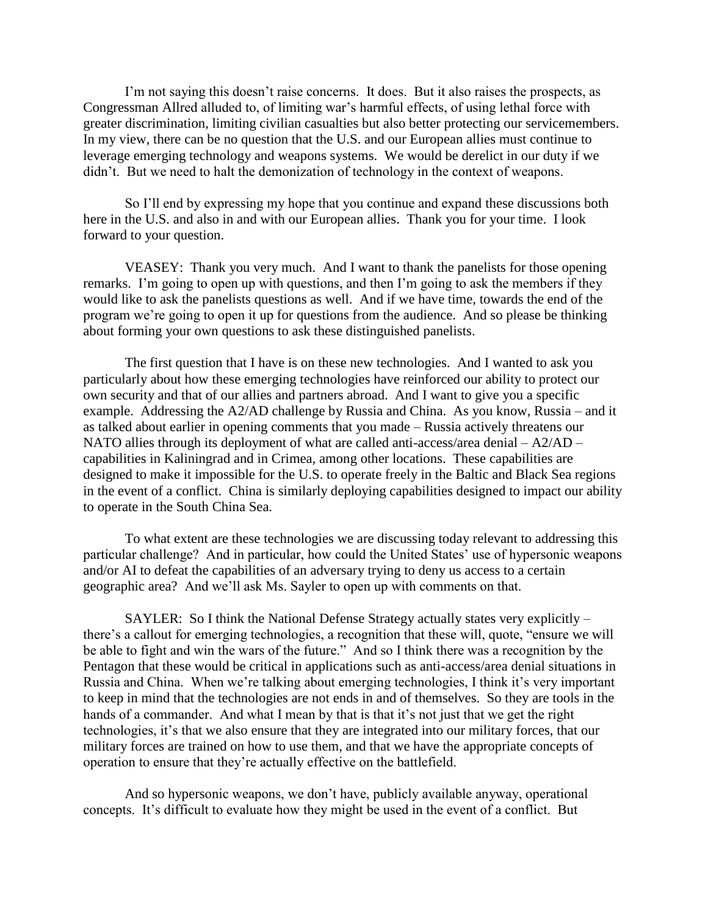I'm not saying this doesn't raise concerns. It does. But it also raises the prospects, as Congressman Allred alluded to, of limiting war's harmful effects, of using lethal force with greater discrimination, limiting civilian casualties but also better protecting our servicemembers. In my view, there can be no question that the U.S. and our European allies must continue to leverage emerging technology and weapons systems. We would be derelict in our duty if we didn't. But we need to halt the demonization of technology in the context of weapons.

So I'll end by expressing my hope that you continue and expand these discussions both here in the U.S. and also in and with our European allies. Thank you for your time. I look forward to your question.

VEASEY: Thank you very much. And I want to thank the panelists for those opening remarks. I'm going to open up with questions, and then I'm going to ask the members if they would like to ask the panelists questions as well. And if we have time, towards the end of the program we're going to open it up for questions from the audience. And so please be thinking about forming your own questions to ask these distinguished panelists.

The first question that I have is on these new technologies. And I wanted to ask you particularly about how these emerging technologies have reinforced our ability to protect our own security and that of our allies and partners abroad. And I want to give you a specific example. Addressing the A2/AD challenge by Russia and China. As you know, Russia – and it as talked about earlier in opening comments that you made – Russia actively threatens our NATO allies through its deployment of what are called anti-access/area denial – A2/AD – capabilities in Kaliningrad and in Crimea, among other locations. These capabilities are designed to make it impossible for the U.S. to operate freely in the Baltic and Black Sea regions in the event of a conflict. China is similarly deploying capabilities designed to impact our ability to operate in the South China Sea.

To what extent are these technologies we are discussing today relevant to addressing this particular challenge? And in particular, how could the United States' use of hypersonic weapons and/or AI to defeat the capabilities of an adversary trying to deny us access to a certain geographic area? And we'll ask Ms. Sayler to open up with comments on that.

SAYLER: So I think the National Defense Strategy actually states very explicitly – there's a callout for emerging technologies, a recognition that these will, quote, "ensure we will be able to fight and win the wars of the future." And so I think there was a recognition by the Pentagon that these would be critical in applications such as anti-access/area denial situations in Russia and China. When we're talking about emerging technologies, I think it's very important to keep in mind that the technologies are not ends in and of themselves. So they are tools in the hands of a commander. And what I mean by that is that it's not just that we get the right technologies, it's that we also ensure that they are integrated into our military forces, that our military forces are trained on how to use them, and that we have the appropriate concepts of operation to ensure that they're actually effective on the battlefield.

And so hypersonic weapons, we don't have, publicly available anyway, operational concepts. It's difficult to evaluate how they might be used in the event of a conflict. But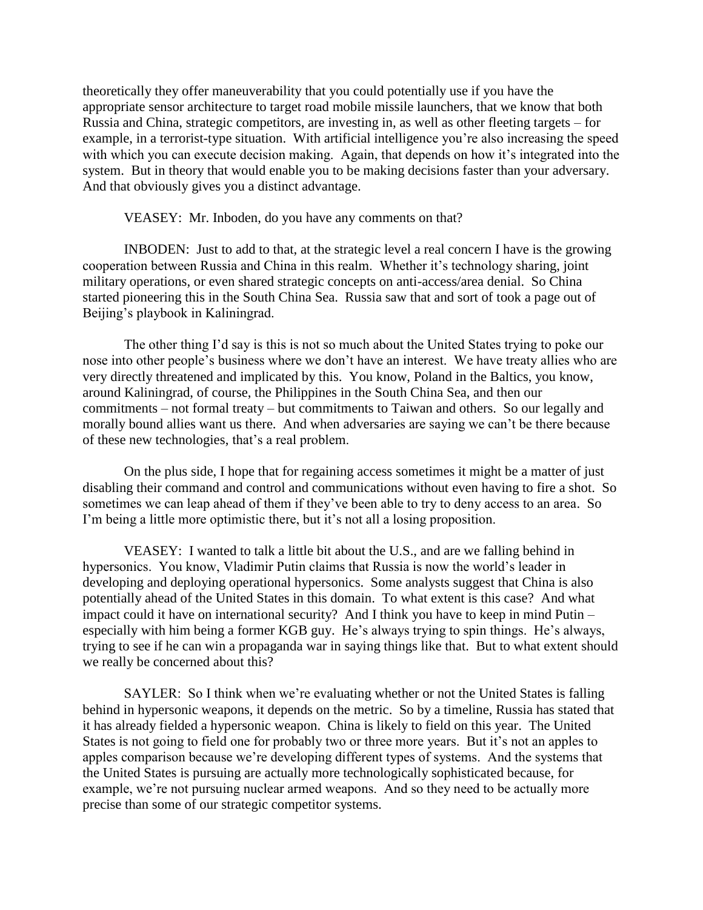theoretically they offer maneuverability that you could potentially use if you have the appropriate sensor architecture to target road mobile missile launchers, that we know that both Russia and China, strategic competitors, are investing in, as well as other fleeting targets – for example, in a terrorist-type situation. With artificial intelligence you're also increasing the speed with which you can execute decision making. Again, that depends on how it's integrated into the system. But in theory that would enable you to be making decisions faster than your adversary. And that obviously gives you a distinct advantage.

VEASEY: Mr. Inboden, do you have any comments on that?

INBODEN: Just to add to that, at the strategic level a real concern I have is the growing cooperation between Russia and China in this realm. Whether it's technology sharing, joint military operations, or even shared strategic concepts on anti-access/area denial. So China started pioneering this in the South China Sea. Russia saw that and sort of took a page out of Beijing's playbook in Kaliningrad.

The other thing I'd say is this is not so much about the United States trying to poke our nose into other people's business where we don't have an interest. We have treaty allies who are very directly threatened and implicated by this. You know, Poland in the Baltics, you know, around Kaliningrad, of course, the Philippines in the South China Sea, and then our commitments – not formal treaty – but commitments to Taiwan and others. So our legally and morally bound allies want us there. And when adversaries are saying we can't be there because of these new technologies, that's a real problem.

On the plus side, I hope that for regaining access sometimes it might be a matter of just disabling their command and control and communications without even having to fire a shot. So sometimes we can leap ahead of them if they've been able to try to deny access to an area. So I'm being a little more optimistic there, but it's not all a losing proposition.

VEASEY: I wanted to talk a little bit about the U.S., and are we falling behind in hypersonics. You know, Vladimir Putin claims that Russia is now the world's leader in developing and deploying operational hypersonics. Some analysts suggest that China is also potentially ahead of the United States in this domain. To what extent is this case? And what impact could it have on international security? And I think you have to keep in mind Putin – especially with him being a former KGB guy. He's always trying to spin things. He's always, trying to see if he can win a propaganda war in saying things like that. But to what extent should we really be concerned about this?

SAYLER: So I think when we're evaluating whether or not the United States is falling behind in hypersonic weapons, it depends on the metric. So by a timeline, Russia has stated that it has already fielded a hypersonic weapon. China is likely to field on this year. The United States is not going to field one for probably two or three more years. But it's not an apples to apples comparison because we're developing different types of systems. And the systems that the United States is pursuing are actually more technologically sophisticated because, for example, we're not pursuing nuclear armed weapons. And so they need to be actually more precise than some of our strategic competitor systems.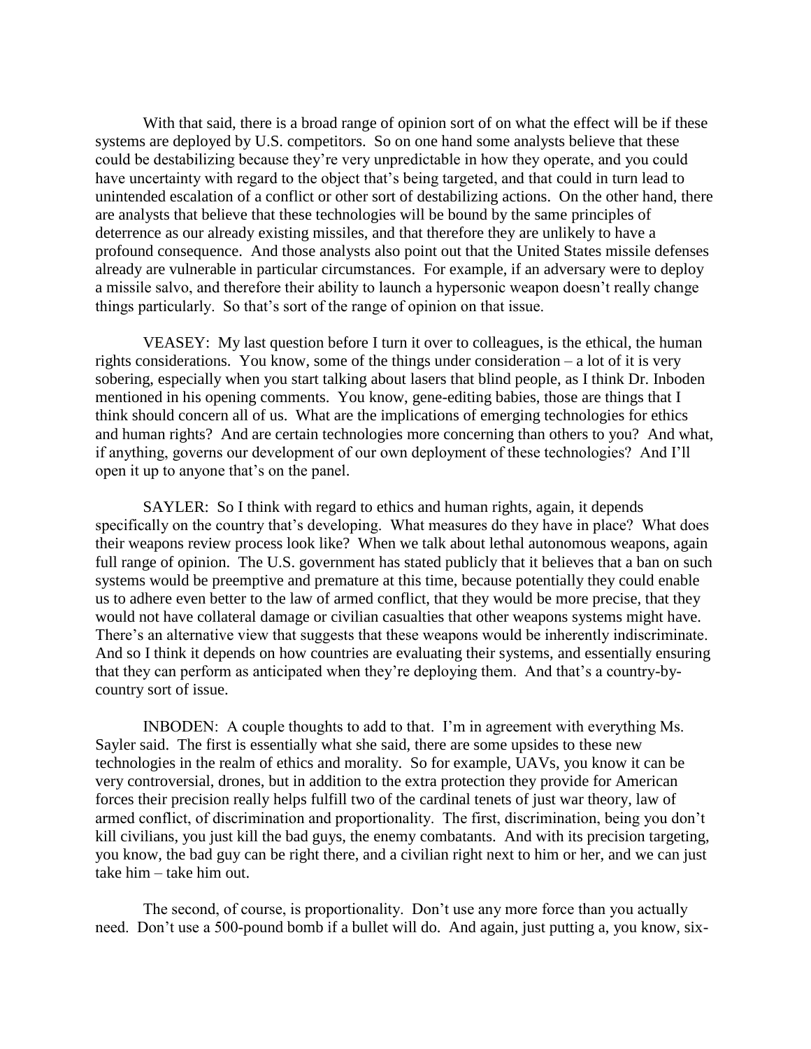With that said, there is a broad range of opinion sort of on what the effect will be if these systems are deployed by U.S. competitors. So on one hand some analysts believe that these could be destabilizing because they're very unpredictable in how they operate, and you could have uncertainty with regard to the object that's being targeted, and that could in turn lead to unintended escalation of a conflict or other sort of destabilizing actions. On the other hand, there are analysts that believe that these technologies will be bound by the same principles of deterrence as our already existing missiles, and that therefore they are unlikely to have a profound consequence. And those analysts also point out that the United States missile defenses already are vulnerable in particular circumstances. For example, if an adversary were to deploy a missile salvo, and therefore their ability to launch a hypersonic weapon doesn't really change things particularly. So that's sort of the range of opinion on that issue.

VEASEY: My last question before I turn it over to colleagues, is the ethical, the human rights considerations. You know, some of the things under consideration – a lot of it is very sobering, especially when you start talking about lasers that blind people, as I think Dr. Inboden mentioned in his opening comments. You know, gene-editing babies, those are things that I think should concern all of us. What are the implications of emerging technologies for ethics and human rights? And are certain technologies more concerning than others to you? And what, if anything, governs our development of our own deployment of these technologies? And I'll open it up to anyone that's on the panel.

SAYLER: So I think with regard to ethics and human rights, again, it depends specifically on the country that's developing. What measures do they have in place? What does their weapons review process look like? When we talk about lethal autonomous weapons, again full range of opinion. The U.S. government has stated publicly that it believes that a ban on such systems would be preemptive and premature at this time, because potentially they could enable us to adhere even better to the law of armed conflict, that they would be more precise, that they would not have collateral damage or civilian casualties that other weapons systems might have. There's an alternative view that suggests that these weapons would be inherently indiscriminate. And so I think it depends on how countries are evaluating their systems, and essentially ensuring that they can perform as anticipated when they're deploying them. And that's a country-by-country sort of issue.

INBODEN: A couple thoughts to add to that. I'm in agreement with everything Ms. Sayler said. The first is essentially what she said, there are some upsides to these new technologies in the realm of ethics and morality. So for example, UAVs, you know it can be very controversial, drones, but in addition to the extra protection they provide for American forces their precision really helps fulfill two of the cardinal tenets of just war theory, law of armed conflict, of discrimination and proportionality. The first, discrimination, being you don't kill civilians, you just kill the bad guys, the enemy combatants. And with its precision targeting, you know, the bad guy can be right there, and a civilian right next to him or her, and we can just take him – take him out.

The second, of course, is proportionality. Don't use any more force than you actually need. Don't use a 500-pound bomb if a bullet will do. And again, just putting a, you know, six-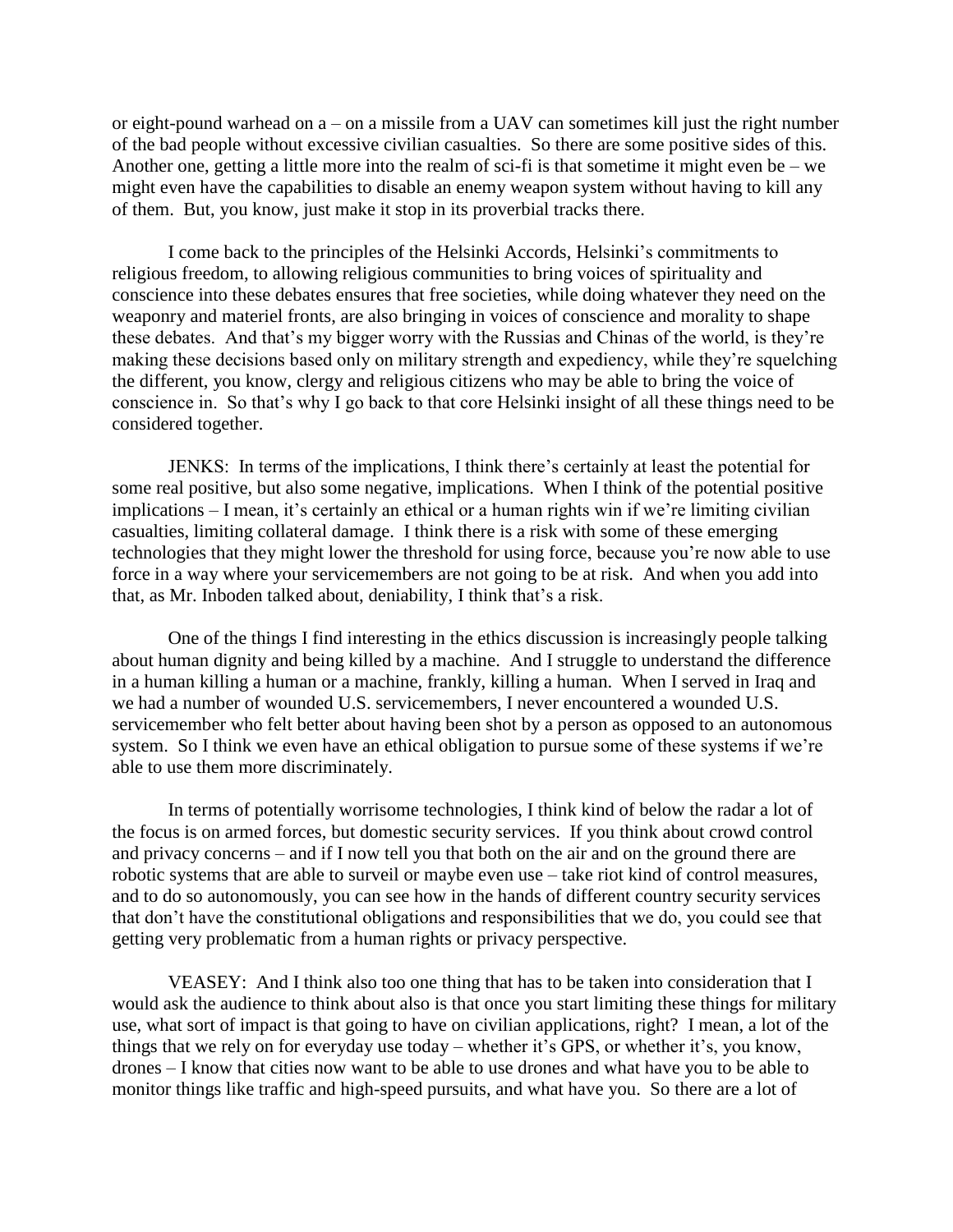or eight-pound warhead on a – on a missile from a UAV can sometimes kill just the right number of the bad people without excessive civilian casualties. So there are some positive sides of this. Another one, getting a little more into the realm of sci-fi is that sometime it might even be – we might even have the capabilities to disable an enemy weapon system without having to kill any of them. But, you know, just make it stop in its proverbial tracks there.

I come back to the principles of the Helsinki Accords, Helsinki's commitments to religious freedom, to allowing religious communities to bring voices of spirituality and conscience into these debates ensures that free societies, while doing whatever they need on the weaponry and materiel fronts, are also bringing in voices of conscience and morality to shape these debates. And that's my bigger worry with the Russias and Chinas of the world, is they're making these decisions based only on military strength and expediency, while they're squelching the different, you know, clergy and religious citizens who may be able to bring the voice of conscience in. So that's why I go back to that core Helsinki insight of all these things need to be considered together.

JENKS: In terms of the implications, I think there's certainly at least the potential for some real positive, but also some negative, implications. When I think of the potential positive implications – I mean, it's certainly an ethical or a human rights win if we're limiting civilian casualties, limiting collateral damage. I think there is a risk with some of these emerging technologies that they might lower the threshold for using force, because you're now able to use force in a way where your servicemembers are not going to be at risk. And when you add into that, as Mr. Inboden talked about, deniability, I think that's a risk.

One of the things I find interesting in the ethics discussion is increasingly people talking about human dignity and being killed by a machine. And I struggle to understand the difference in a human killing a human or a machine, frankly, killing a human. When I served in Iraq and we had a number of wounded U.S. servicemembers, I never encountered a wounded U.S. servicemember who felt better about having been shot by a person as opposed to an autonomous system. So I think we even have an ethical obligation to pursue some of these systems if we're able to use them more discriminately.

In terms of potentially worrisome technologies, I think kind of below the radar a lot of the focus is on armed forces, but domestic security services. If you think about crowd control and privacy concerns – and if I now tell you that both on the air and on the ground there are robotic systems that are able to surveil or maybe even use – take riot kind of control measures, and to do so autonomously, you can see how in the hands of different country security services that don't have the constitutional obligations and responsibilities that we do, you could see that getting very problematic from a human rights or privacy perspective.

VEASEY: And I think also too one thing that has to be taken into consideration that I would ask the audience to think about also is that once you start limiting these things for military use, what sort of impact is that going to have on civilian applications, right? I mean, a lot of the things that we rely on for everyday use today – whether it's GPS, or whether it's, you know, drones – I know that cities now want to be able to use drones and what have you to be able to monitor things like traffic and high-speed pursuits, and what have you. So there are a lot of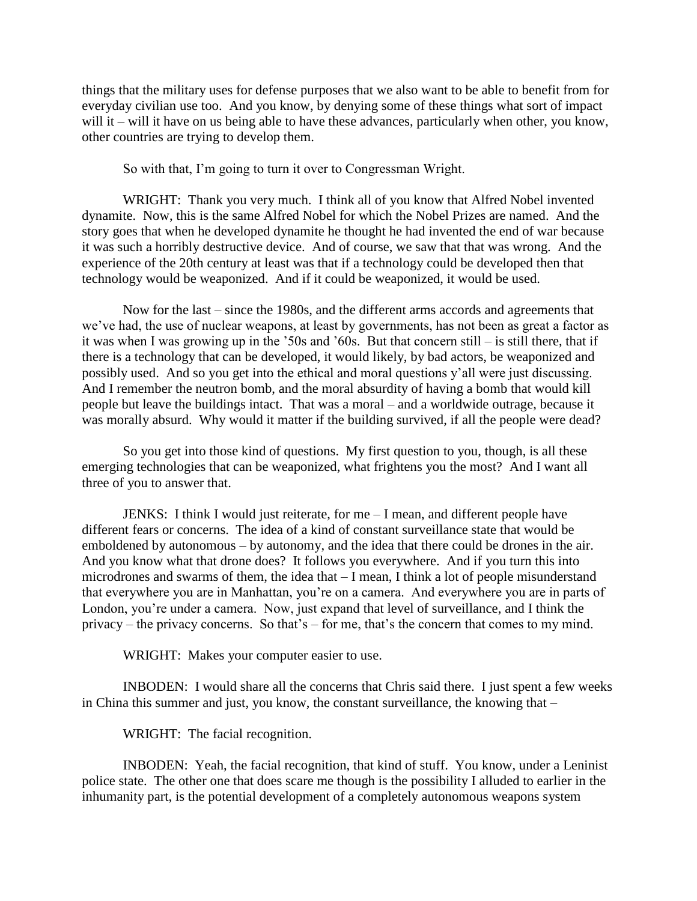things that the military uses for defense purposes that we also want to be able to benefit from for everyday civilian use too. And you know, by denying some of these things what sort of impact will it – will it have on us being able to have these advances, particularly when other, you know, other countries are trying to develop them.

So with that, I'm going to turn it over to Congressman Wright.

WRIGHT: Thank you very much. I think all of you know that Alfred Nobel invented dynamite. Now, this is the same Alfred Nobel for which the Nobel Prizes are named. And the story goes that when he developed dynamite he thought he had invented the end of war because it was such a horribly destructive device. And of course, we saw that that was wrong. And the experience of the 20th century at least was that if a technology could be developed then that technology would be weaponized. And if it could be weaponized, it would be used.

Now for the last – since the 1980s, and the different arms accords and agreements that we've had, the use of nuclear weapons, at least by governments, has not been as great a factor as it was when I was growing up in the '50s and '60s. But that concern still – is still there, that if there is a technology that can be developed, it would likely, by bad actors, be weaponized and possibly used. And so you get into the ethical and moral questions y'all were just discussing. And I remember the neutron bomb, and the moral absurdity of having a bomb that would kill people but leave the buildings intact. That was a moral – and a worldwide outrage, because it was morally absurd. Why would it matter if the building survived, if all the people were dead?

So you get into those kind of questions. My first question to you, though, is all these emerging technologies that can be weaponized, what frightens you the most? And I want all three of you to answer that.

JENKS: I think I would just reiterate, for me – I mean, and different people have different fears or concerns. The idea of a kind of constant surveillance state that would be emboldened by autonomous – by autonomy, and the idea that there could be drones in the air. And you know what that drone does? It follows you everywhere. And if you turn this into microdrones and swarms of them, the idea that – I mean, I think a lot of people misunderstand that everywhere you are in Manhattan, you're on a camera. And everywhere you are in parts of London, you're under a camera. Now, just expand that level of surveillance, and I think the privacy – the privacy concerns. So that's – for me, that's the concern that comes to my mind.

WRIGHT: Makes your computer easier to use.

INBODEN: I would share all the concerns that Chris said there. I just spent a few weeks in China this summer and just, you know, the constant surveillance, the knowing that –

WRIGHT: The facial recognition.

INBODEN: Yeah, the facial recognition, that kind of stuff. You know, under a Leninist police state. The other one that does scare me though is the possibility I alluded to earlier in the inhumanity part, is the potential development of a completely autonomous weapons system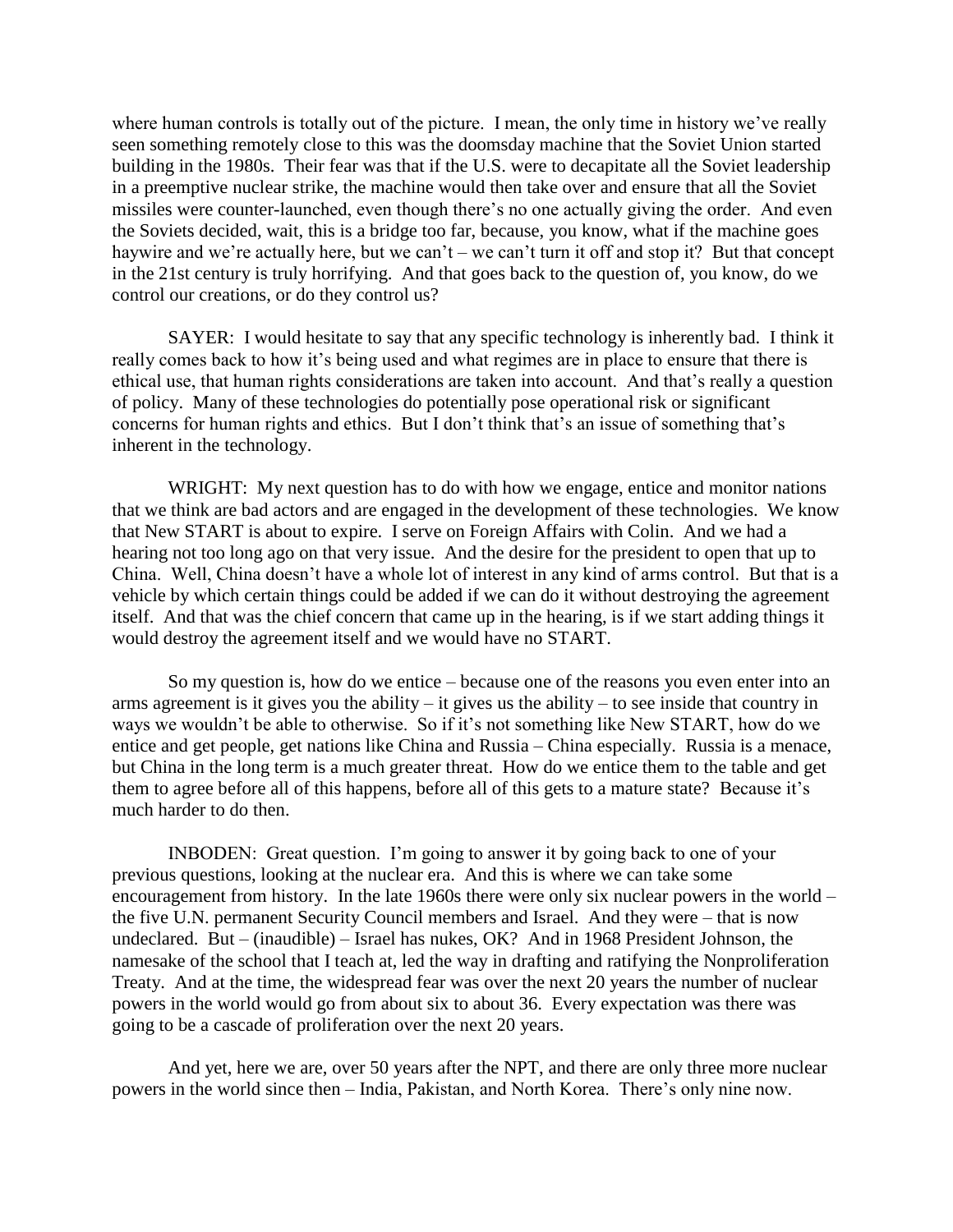where human controls is totally out of the picture. I mean, the only time in history we've really seen something remotely close to this was the doomsday machine that the Soviet Union started building in the 1980s. Their fear was that if the U.S. were to decapitate all the Soviet leadership in a preemptive nuclear strike, the machine would then take over and ensure that all the Soviet missiles were counter-launched, even though there's no one actually giving the order. And even the Soviets decided, wait, this is a bridge too far, because, you know, what if the machine goes haywire and we're actually here, but we can't – we can't turn it off and stop it? But that concept in the 21st century is truly horrifying. And that goes back to the question of, you know, do we control our creations, or do they control us?

SAYER: I would hesitate to say that any specific technology is inherently bad. I think it really comes back to how it's being used and what regimes are in place to ensure that there is ethical use, that human rights considerations are taken into account. And that's really a question of policy. Many of these technologies do potentially pose operational risk or significant concerns for human rights and ethics. But I don't think that's an issue of something that's inherent in the technology.

WRIGHT: My next question has to do with how we engage, entice and monitor nations that we think are bad actors and are engaged in the development of these technologies. We know that New START is about to expire. I serve on Foreign Affairs with Colin. And we had a hearing not too long ago on that very issue. And the desire for the president to open that up to China. Well, China doesn't have a whole lot of interest in any kind of arms control. But that is a vehicle by which certain things could be added if we can do it without destroying the agreement itself. And that was the chief concern that came up in the hearing, is if we start adding things it would destroy the agreement itself and we would have no START.

So my question is, how do we entice – because one of the reasons you even enter into an arms agreement is it gives you the ability – it gives us the ability – to see inside that country in ways we wouldn't be able to otherwise. So if it's not something like New START, how do we entice and get people, get nations like China and Russia – China especially. Russia is a menace, but China in the long term is a much greater threat. How do we entice them to the table and get them to agree before all of this happens, before all of this gets to a mature state? Because it's much harder to do then.

INBODEN: Great question. I'm going to answer it by going back to one of your previous questions, looking at the nuclear era. And this is where we can take some encouragement from history. In the late 1960s there were only six nuclear powers in the world – the five U.N. permanent Security Council members and Israel. And they were – that is now undeclared. But – (inaudible) – Israel has nukes, OK? And in 1968 President Johnson, the namesake of the school that I teach at, led the way in drafting and ratifying the Nonproliferation Treaty. And at the time, the widespread fear was over the next 20 years the number of nuclear powers in the world would go from about six to about 36. Every expectation was there was going to be a cascade of proliferation over the next 20 years.

And yet, here we are, over 50 years after the NPT, and there are only three more nuclear powers in the world since then – India, Pakistan, and North Korea. There's only nine now.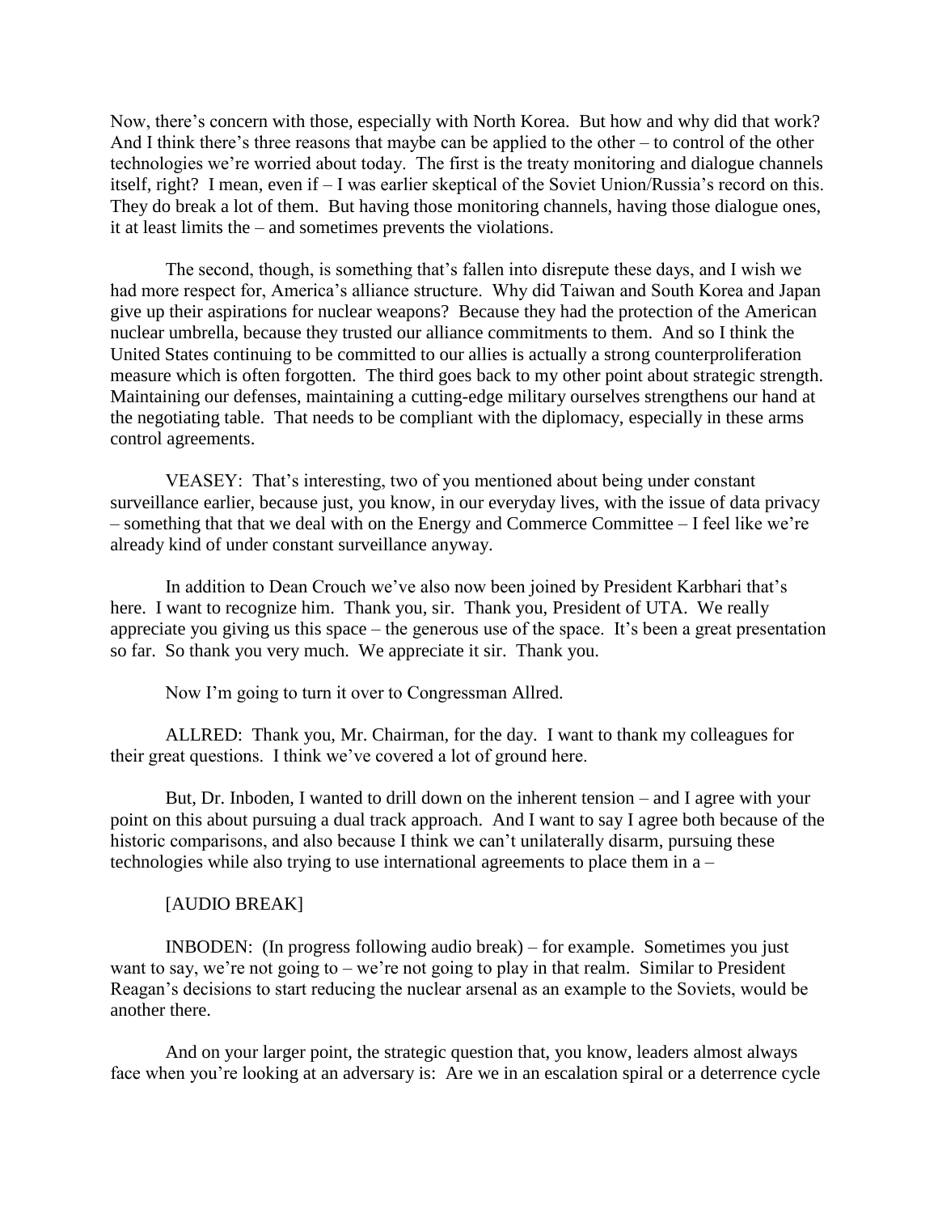Now, there's concern with those, especially with North Korea. But how and why did that work? And I think there's three reasons that maybe can be applied to the other – to control of the other technologies we're worried about today. The first is the treaty monitoring and dialogue channels itself, right? I mean, even if – I was earlier skeptical of the Soviet Union/Russia's record on this. They do break a lot of them. But having those monitoring channels, having those dialogue ones, it at least limits the – and sometimes prevents the violations.

The second, though, is something that's fallen into disrepute these days, and I wish we had more respect for, America's alliance structure. Why did Taiwan and South Korea and Japan give up their aspirations for nuclear weapons? Because they had the protection of the American nuclear umbrella, because they trusted our alliance commitments to them. And so I think the United States continuing to be committed to our allies is actually a strong counterproliferation measure which is often forgotten. The third goes back to my other point about strategic strength. Maintaining our defenses, maintaining a cutting-edge military ourselves strengthens our hand at the negotiating table. That needs to be compliant with the diplomacy, especially in these arms control agreements.

VEASEY: That's interesting, two of you mentioned about being under constant surveillance earlier, because just, you know, in our everyday lives, with the issue of data privacy – something that that we deal with on the Energy and Commerce Committee – I feel like we're already kind of under constant surveillance anyway.

In addition to Dean Crouch we've also now been joined by President Karbhari that's here. I want to recognize him. Thank you, sir. Thank you, President of UTA. We really appreciate you giving us this space – the generous use of the space. It's been a great presentation so far. So thank you very much. We appreciate it sir. Thank you.

Now I'm going to turn it over to Congressman Allred.

ALLRED: Thank you, Mr. Chairman, for the day. I want to thank my colleagues for their great questions. I think we've covered a lot of ground here.

But, Dr. Inboden, I wanted to drill down on the inherent tension – and I agree with your point on this about pursuing a dual track approach. And I want to say I agree both because of the historic comparisons, and also because I think we can't unilaterally disarm, pursuing these technologies while also trying to use international agreements to place them in a –

[AUDIO BREAK]

INBODEN: (In progress following audio break) – for example. Sometimes you just want to say, we're not going to – we're not going to play in that realm. Similar to President Reagan's decisions to start reducing the nuclear arsenal as an example to the Soviets, would be another there.

And on your larger point, the strategic question that, you know, leaders almost always face when you're looking at an adversary is: Are we in an escalation spiral or a deterrence cycle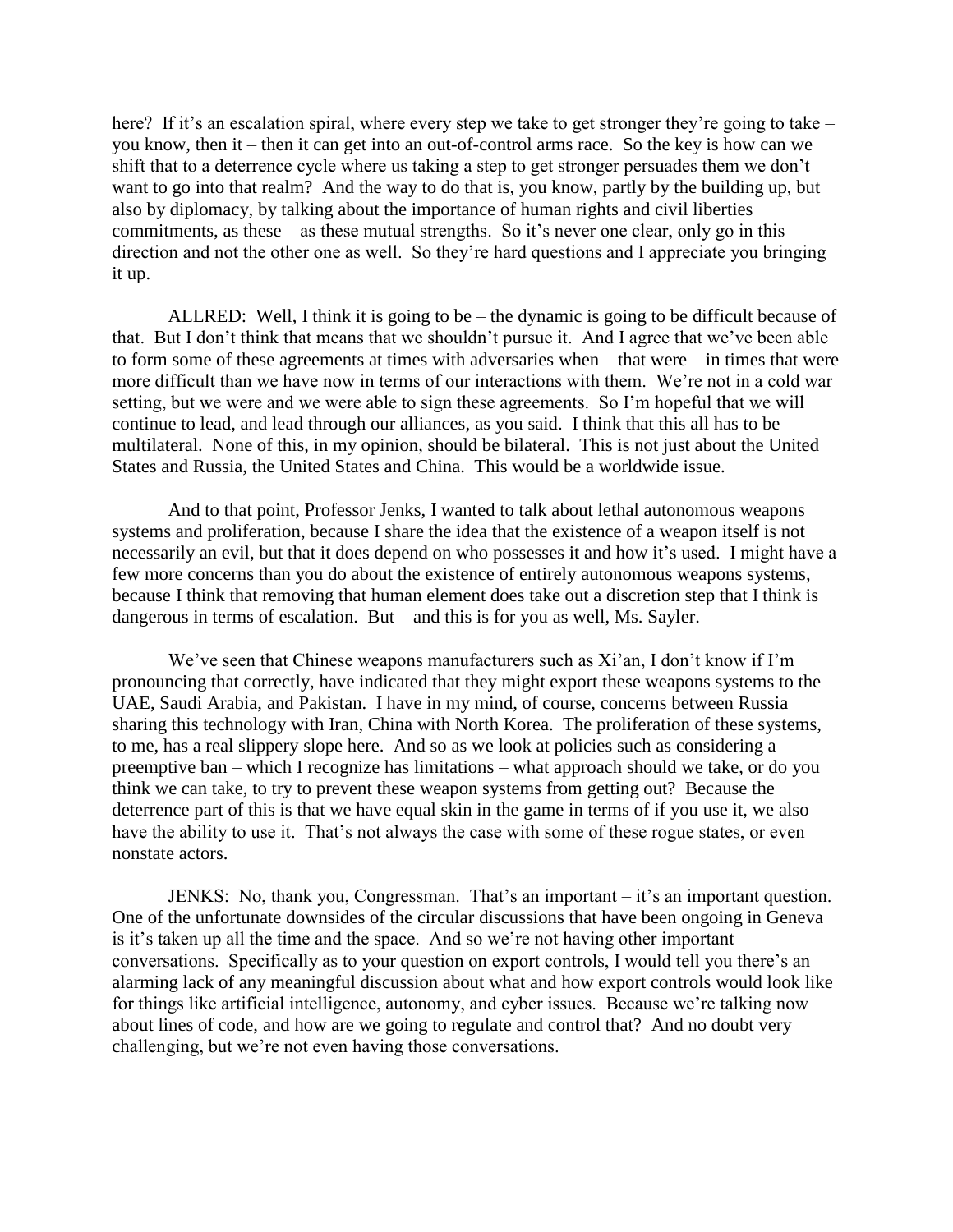here? If it's an escalation spiral, where every step we take to get stronger they're going to take – you know, then it – then it can get into an out-of-control arms race. So the key is how can we shift that to a deterrence cycle where us taking a step to get stronger persuades them we don't want to go into that realm? And the way to do that is, you know, partly by the building up, but also by diplomacy, by talking about the importance of human rights and civil liberties commitments, as these – as these mutual strengths. So it's never one clear, only go in this direction and not the other one as well. So they're hard questions and I appreciate you bringing it up.

ALLRED: Well, I think it is going to be – the dynamic is going to be difficult because of that. But I don't think that means that we shouldn't pursue it. And I agree that we've been able to form some of these agreements at times with adversaries when – that were – in times that were more difficult than we have now in terms of our interactions with them. We're not in a cold war setting, but we were and we were able to sign these agreements. So I'm hopeful that we will continue to lead, and lead through our alliances, as you said. I think that this all has to be multilateral. None of this, in my opinion, should be bilateral. This is not just about the United States and Russia, the United States and China. This would be a worldwide issue.

And to that point, Professor Jenks, I wanted to talk about lethal autonomous weapons systems and proliferation, because I share the idea that the existence of a weapon itself is not necessarily an evil, but that it does depend on who possesses it and how it's used. I might have a few more concerns than you do about the existence of entirely autonomous weapons systems, because I think that removing that human element does take out a discretion step that I think is dangerous in terms of escalation. But – and this is for you as well, Ms. Sayler.

We've seen that Chinese weapons manufacturers such as Xi'an, I don't know if I'm pronouncing that correctly, have indicated that they might export these weapons systems to the UAE, Saudi Arabia, and Pakistan. I have in my mind, of course, concerns between Russia sharing this technology with Iran, China with North Korea. The proliferation of these systems, to me, has a real slippery slope here. And so as we look at policies such as considering a preemptive ban – which I recognize has limitations – what approach should we take, or do you think we can take, to try to prevent these weapon systems from getting out? Because the deterrence part of this is that we have equal skin in the game in terms of if you use it, we also have the ability to use it. That's not always the case with some of these rogue states, or even nonstate actors.

JENKS: No, thank you, Congressman. That's an important – it's an important question. One of the unfortunate downsides of the circular discussions that have been ongoing in Geneva is it's taken up all the time and the space. And so we're not having other important conversations. Specifically as to your question on export controls, I would tell you there's an alarming lack of any meaningful discussion about what and how export controls would look like for things like artificial intelligence, autonomy, and cyber issues. Because we're talking now about lines of code, and how are we going to regulate and control that? And no doubt very challenging, but we're not even having those conversations.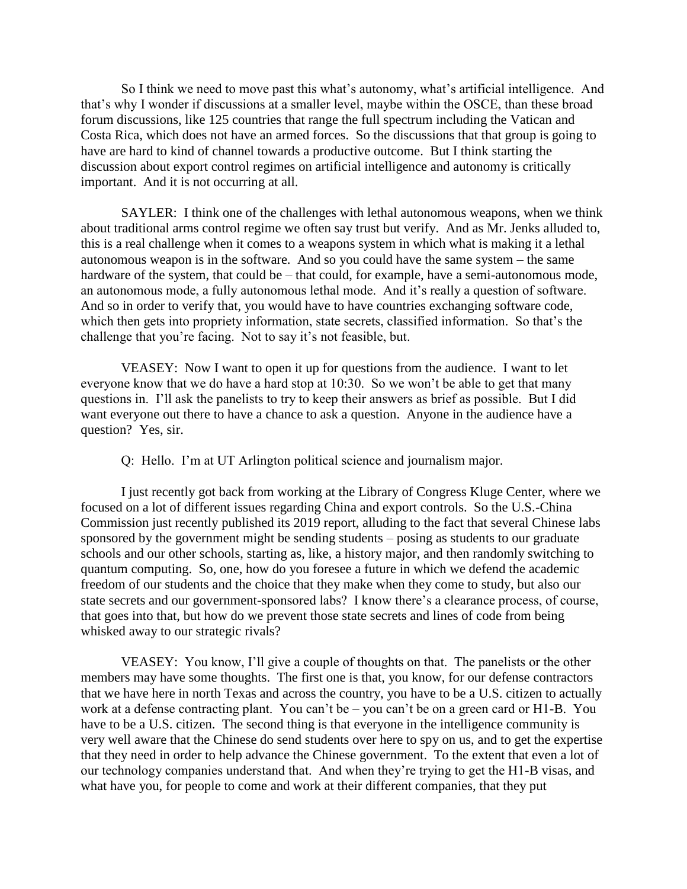So I think we need to move past this what's autonomy, what's artificial intelligence. And that's why I wonder if discussions at a smaller level, maybe within the OSCE, than these broad forum discussions, like 125 countries that range the full spectrum including the Vatican and Costa Rica, which does not have an armed forces. So the discussions that that group is going to have are hard to kind of channel towards a productive outcome. But I think starting the discussion about export control regimes on artificial intelligence and autonomy is critically important. And it is not occurring at all.

SAYLER: I think one of the challenges with lethal autonomous weapons, when we think about traditional arms control regime we often say trust but verify. And as Mr. Jenks alluded to, this is a real challenge when it comes to a weapons system in which what is making it a lethal autonomous weapon is in the software. And so you could have the same system – the same hardware of the system, that could be – that could, for example, have a semi-autonomous mode, an autonomous mode, a fully autonomous lethal mode. And it's really a question of software. And so in order to verify that, you would have to have countries exchanging software code, which then gets into propriety information, state secrets, classified information. So that's the challenge that you're facing. Not to say it's not feasible, but.

VEASEY: Now I want to open it up for questions from the audience. I want to let everyone know that we do have a hard stop at 10:30. So we won't be able to get that many questions in. I'll ask the panelists to try to keep their answers as brief as possible. But I did want everyone out there to have a chance to ask a question. Anyone in the audience have a question? Yes, sir.

Q: Hello. I'm at UT Arlington political science and journalism major.

I just recently got back from working at the Library of Congress Kluge Center, where we focused on a lot of different issues regarding China and export controls. So the U.S.-China Commission just recently published its 2019 report, alluding to the fact that several Chinese labs sponsored by the government might be sending students – posing as students to our graduate schools and our other schools, starting as, like, a history major, and then randomly switching to quantum computing. So, one, how do you foresee a future in which we defend the academic freedom of our students and the choice that they make when they come to study, but also our state secrets and our government-sponsored labs? I know there's a clearance process, of course, that goes into that, but how do we prevent those state secrets and lines of code from being whisked away to our strategic rivals?

VEASEY: You know, I'll give a couple of thoughts on that. The panelists or the other members may have some thoughts. The first one is that, you know, for our defense contractors that we have here in north Texas and across the country, you have to be a U.S. citizen to actually work at a defense contracting plant. You can't be – you can't be on a green card or H1-B. You have to be a U.S. citizen. The second thing is that everyone in the intelligence community is very well aware that the Chinese do send students over here to spy on us, and to get the expertise that they need in order to help advance the Chinese government. To the extent that even a lot of our technology companies understand that. And when they're trying to get the H1-B visas, and what have you, for people to come and work at their different companies, that they put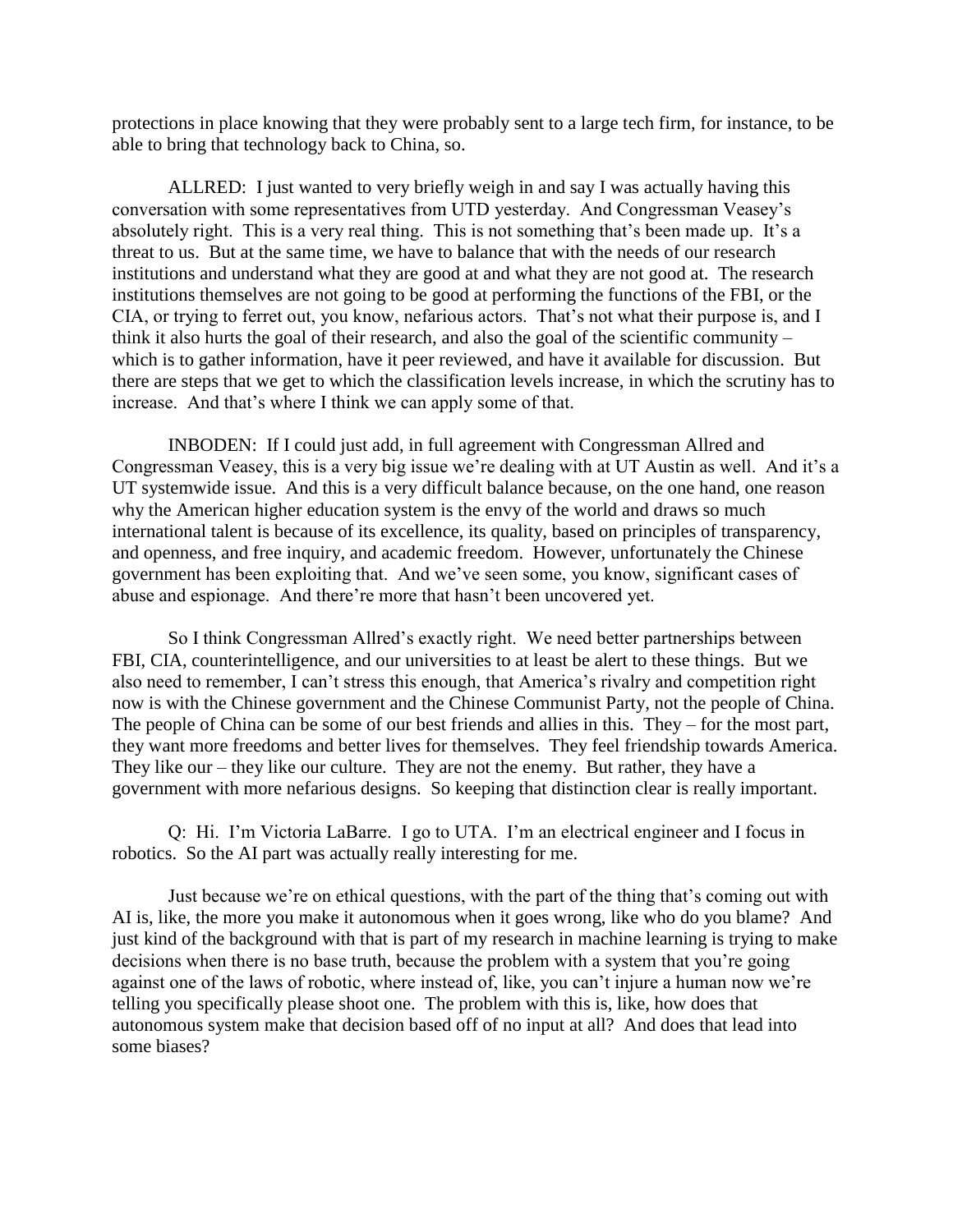protections in place knowing that they were probably sent to a large tech firm, for instance, to be able to bring that technology back to China, so.

ALLRED: I just wanted to very briefly weigh in and say I was actually having this conversation with some representatives from UTD yesterday. And Congressman Veasey's absolutely right. This is a very real thing. This is not something that's been made up. It's a threat to us. But at the same time, we have to balance that with the needs of our research institutions and understand what they are good at and what they are not good at. The research institutions themselves are not going to be good at performing the functions of the FBI, or the CIA, or trying to ferret out, you know, nefarious actors. That's not what their purpose is, and I think it also hurts the goal of their research, and also the goal of the scientific community – which is to gather information, have it peer reviewed, and have it available for discussion. But there are steps that we get to which the classification levels increase, in which the scrutiny has to increase. And that's where I think we can apply some of that.

INBODEN: If I could just add, in full agreement with Congressman Allred and Congressman Veasey, this is a very big issue we're dealing with at UT Austin as well. And it's a UT systemwide issue. And this is a very difficult balance because, on the one hand, one reason why the American higher education system is the envy of the world and draws so much international talent is because of its excellence, its quality, based on principles of transparency, and openness, and free inquiry, and academic freedom. However, unfortunately the Chinese government has been exploiting that. And we've seen some, you know, significant cases of abuse and espionage. And there're more that hasn't been uncovered yet.

So I think Congressman Allred's exactly right. We need better partnerships between FBI, CIA, counterintelligence, and our universities to at least be alert to these things. But we also need to remember, I can't stress this enough, that America's rivalry and competition right now is with the Chinese government and the Chinese Communist Party, not the people of China. The people of China can be some of our best friends and allies in this. They – for the most part, they want more freedoms and better lives for themselves. They feel friendship towards America. They like our – they like our culture. They are not the enemy. But rather, they have a government with more nefarious designs. So keeping that distinction clear is really important.

Q: Hi. I'm Victoria LaBarre. I go to UTA. I'm an electrical engineer and I focus in robotics. So the AI part was actually really interesting for me.

Just because we're on ethical questions, with the part of the thing that's coming out with AI is, like, the more you make it autonomous when it goes wrong, like who do you blame? And just kind of the background with that is part of my research in machine learning is trying to make decisions when there is no base truth, because the problem with a system that you're going against one of the laws of robotic, where instead of, like, you can't injure a human now we're telling you specifically please shoot one. The problem with this is, like, how does that autonomous system make that decision based off of no input at all? And does that lead into some biases?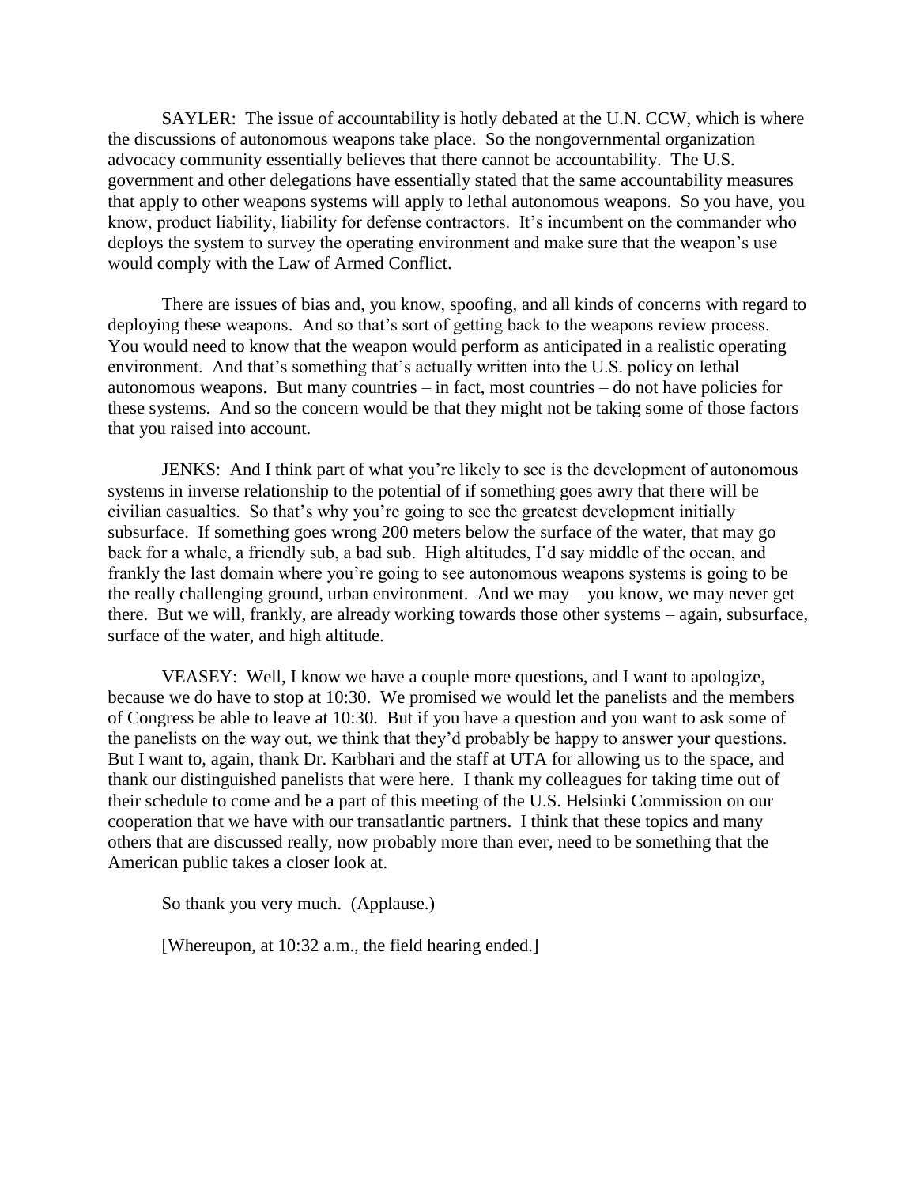SAYLER: The issue of accountability is hotly debated at the U.N. CCW, which is where the discussions of autonomous weapons take place. So the nongovernmental organization advocacy community essentially believes that there cannot be accountability. The U.S. government and other delegations have essentially stated that the same accountability measures that apply to other weapons systems will apply to lethal autonomous weapons. So you have, you know, product liability, liability for defense contractors. It's incumbent on the commander who deploys the system to survey the operating environment and make sure that the weapon's use would comply with the Law of Armed Conflict.

There are issues of bias and, you know, spoofing, and all kinds of concerns with regard to deploying these weapons. And so that's sort of getting back to the weapons review process. You would need to know that the weapon would perform as anticipated in a realistic operating environment. And that's something that's actually written into the U.S. policy on lethal autonomous weapons. But many countries – in fact, most countries – do not have policies for these systems. And so the concern would be that they might not be taking some of those factors that you raised into account.

JENKS: And I think part of what you're likely to see is the development of autonomous systems in inverse relationship to the potential of if something goes awry that there will be civilian casualties. So that's why you're going to see the greatest development initially subsurface. If something goes wrong 200 meters below the surface of the water, that may go back for a whale, a friendly sub, a bad sub. High altitudes, I'd say middle of the ocean, and frankly the last domain where you're going to see autonomous weapons systems is going to be the really challenging ground, urban environment. And we may – you know, we may never get there. But we will, frankly, are already working towards those other systems – again, subsurface, surface of the water, and high altitude.

VEASEY: Well, I know we have a couple more questions, and I want to apologize, because we do have to stop at 10:30. We promised we would let the panelists and the members of Congress be able to leave at 10:30. But if you have a question and you want to ask some of the panelists on the way out, we think that they'd probably be happy to answer your questions. But I want to, again, thank Dr. Karbhari and the staff at UTA for allowing us to the space, and thank our distinguished panelists that were here. I thank my colleagues for taking time out of their schedule to come and be a part of this meeting of the U.S. Helsinki Commission on our cooperation that we have with our transatlantic partners. I think that these topics and many others that are discussed really, now probably more than ever, need to be something that the American public takes a closer look at.

So thank you very much. (Applause.)

[Whereupon, at 10:32 a.m., the field hearing ended.]